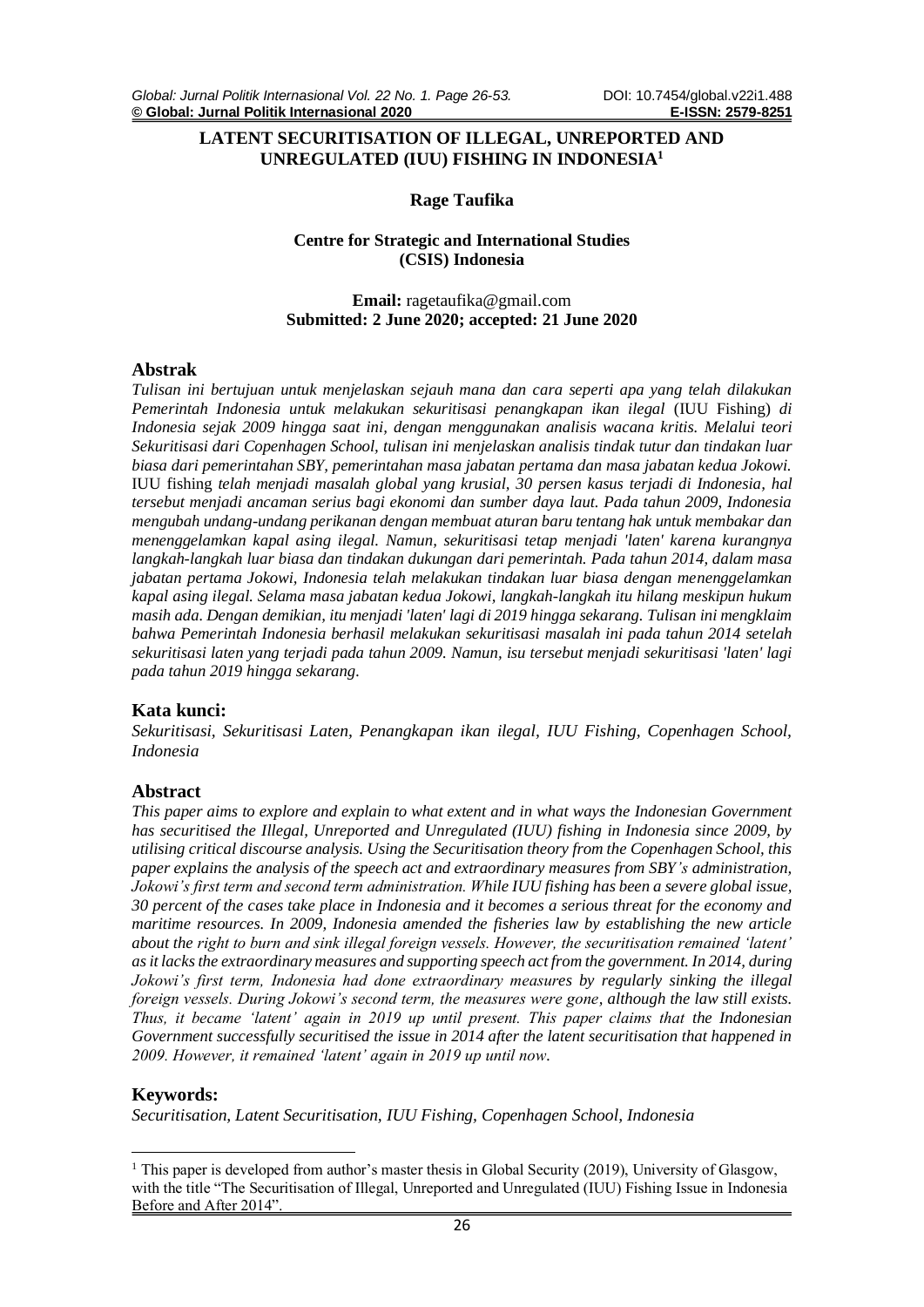# LATENT SECURITISATION OF ILLEGAL, UNREPORTED AND UNREGULATED (IUU) FISHING IN INDONESIA[1]

**Rage Taufika**

**Centre for Strategic and International Studies (CSIS) Indonesia**

**Email:** ragetaufika@gmail.com
**Submitted: 2 June 2020; accepted: 21 June 2020**

## Abstrak

*Tulisan ini bertujuan untuk menjelaskan sejauh mana dan cara seperti apa yang telah dilakukan Pemerintah Indonesia untuk melakukan sekuritisasi penangkapan ikan ilegal* (IUU Fishing) *di Indonesia sejak 2009 hingga saat ini, dengan menggunakan analisis wacana kritis. Melalui teori Sekuritisasi dari Copenhagen School, tulisan ini menjelaskan analisis tindak tutur dan tindakan luar biasa dari pemerintahan SBY, pemerintahan masa jabatan pertama dan masa jabatan kedua Jokowi.* IUU fishing *telah menjadi masalah global yang krusial, 30 persen kasus terjadi di Indonesia, hal tersebut menjadi ancaman serius bagi ekonomi dan sumber daya laut. Pada tahun 2009, Indonesia mengubah undang-undang perikanan dengan membuat aturan baru tentang hak untuk membakar dan menenggelamkan kapal asing ilegal. Namun, sekuritisasi tetap menjadi 'laten' karena kurangnya langkah-langkah luar biasa dan tindakan dukungan dari pemerintah. Pada tahun 2014, dalam masa jabatan pertama Jokowi, Indonesia telah melakukan tindakan luar biasa dengan menenggelamkan kapal asing ilegal. Selama masa jabatan kedua Jokowi, langkah-langkah itu hilang meskipun hukum masih ada. Dengan demikian, itu menjadi 'laten' lagi di 2019 hingga sekarang. Tulisan ini mengklaim bahwa Pemerintah Indonesia berhasil melakukan sekuritisasi masalah ini pada tahun 2014 setelah sekuritisasi laten yang terjadi pada tahun 2009. Namun, isu tersebut menjadi sekuritisasi 'laten' lagi pada tahun 2019 hingga sekarang.*

## Kata kunci:

*Sekuritisasi, Sekuritisasi Laten, Penangkapan ikan ilegal, IUU Fishing, Copenhagen School, Indonesia*

## Abstract

*This paper aims to explore and explain to what extent and in what ways the Indonesian Government has securitised the Illegal, Unreported and Unregulated (IUU) fishing in Indonesia since 2009, by utilising critical discourse analysis. Using the Securitisation theory from the Copenhagen School, this paper explains the analysis of the speech act and extraordinary measures from SBY's administration, Jokowi's first term and second term administration. While IUU fishing has been a severe global issue, 30 percent of the cases take place in Indonesia and it becomes a serious threat for the economy and maritime resources. In 2009, Indonesia amended the fisheries law by establishing the new article about the right to burn and sink illegal foreign vessels. However, the securitisation remained 'latent' as it lacks the extraordinary measures and supporting speech act from the government. In 2014, during Jokowi's first term, Indonesia had done extraordinary measures by regularly sinking the illegal foreign vessels. During Jokowi's second term, the measures were gone, although the law still exists. Thus, it became 'latent' again in 2019 up until present. This paper claims that the Indonesian Government successfully securitised the issue in 2014 after the latent securitisation that happened in 2009. However, it remained 'latent' again in 2019 up until now.*

## Keywords:

*Securitisation, Latent Securitisation, IUU Fishing, Copenhagen School, Indonesia*

---

[1] This paper is developed from author's master thesis in Global Security (2019), University of Glasgow, with the title "The Securitisation of Illegal, Unreported and Unregulated (IUU) Fishing Issue in Indonesia Before and After 2014".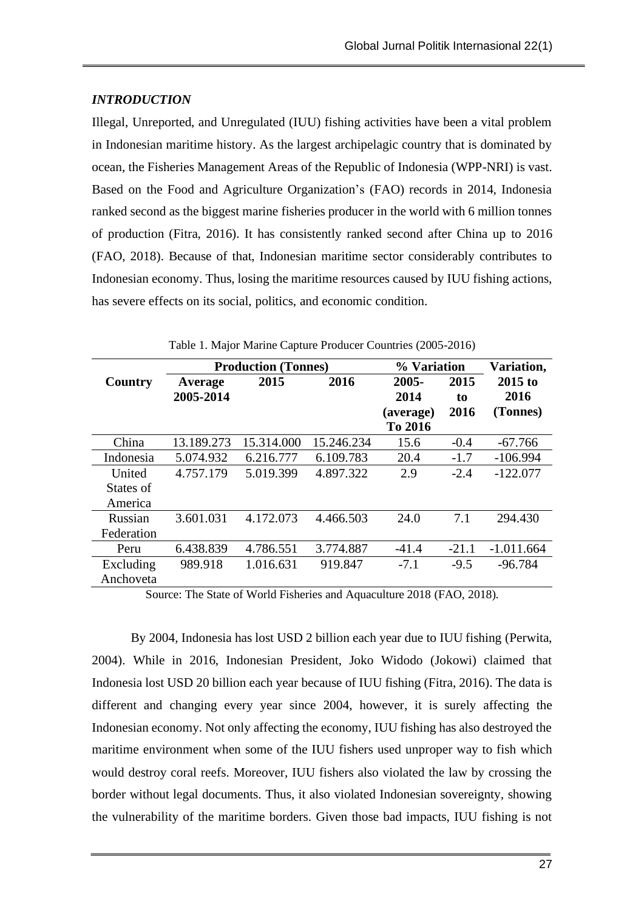### *INTRODUCTION*

Illegal, Unreported, and Unregulated (IUU) fishing activities have been a vital problem in Indonesian maritime history. As the largest archipelagic country that is dominated by ocean, the Fisheries Management Areas of the Republic of Indonesia (WPP-NRI) is vast. Based on the Food and Agriculture Organization's (FAO) records in 2014, Indonesia ranked second as the biggest marine fisheries producer in the world with 6 million tonnes of production (Fitra, 2016). It has consistently ranked second after China up to 2016 (FAO, 2018). Because of that, Indonesian maritime sector considerably contributes to Indonesian economy. Thus, losing the maritime resources caused by IUU fishing actions, has severe effects on its social, politics, and economic condition.

Table 1. Major Marine Capture Producer Countries (2005-2016)

| Country | Production (Tonnes) | | | % Variation | | Variation, |
|---|---|---|---|---|---|---|
| | Average 2005-2014 | 2015 | 2016 | 2005-2014 (average) To 2016 | 2015 to 2016 | 2015 to 2016 (Tonnes) |
| China | 13.189.273 | 15.314.000 | 15.246.234 | 15.6 | -0.4 | -67.766 |
| Indonesia | 5.074.932 | 6.216.777 | 6.109.783 | 20.4 | -1.7 | -106.994 |
| United States of America | 4.757.179 | 5.019.399 | 4.897.322 | 2.9 | -2.4 | -122.077 |
| Russian Federation | 3.601.031 | 4.172.073 | 4.466.503 | 24.0 | 7.1 | 294.430 |
| Peru | 6.438.839 | 4.786.551 | 3.774.887 | -41.4 | -21.1 | -1.011.664 |
| Excluding Anchoveta | 989.918 | 1.016.631 | 919.847 | -7.1 | -9.5 | -96.784 |

Source: The State of World Fisheries and Aquaculture 2018 (FAO, 2018).

By 2004, Indonesia has lost USD 2 billion each year due to IUU fishing (Perwita, 2004). While in 2016, Indonesian President, Joko Widodo (Jokowi) claimed that Indonesia lost USD 20 billion each year because of IUU fishing (Fitra, 2016). The data is different and changing every year since 2004, however, it is surely affecting the Indonesian economy. Not only affecting the economy, IUU fishing has also destroyed the maritime environment when some of the IUU fishers used unproper way to fish which would destroy coral reefs. Moreover, IUU fishers also violated the law by crossing the border without legal documents. Thus, it also violated Indonesian sovereignty, showing the vulnerability of the maritime borders. Given those bad impacts, IUU fishing is not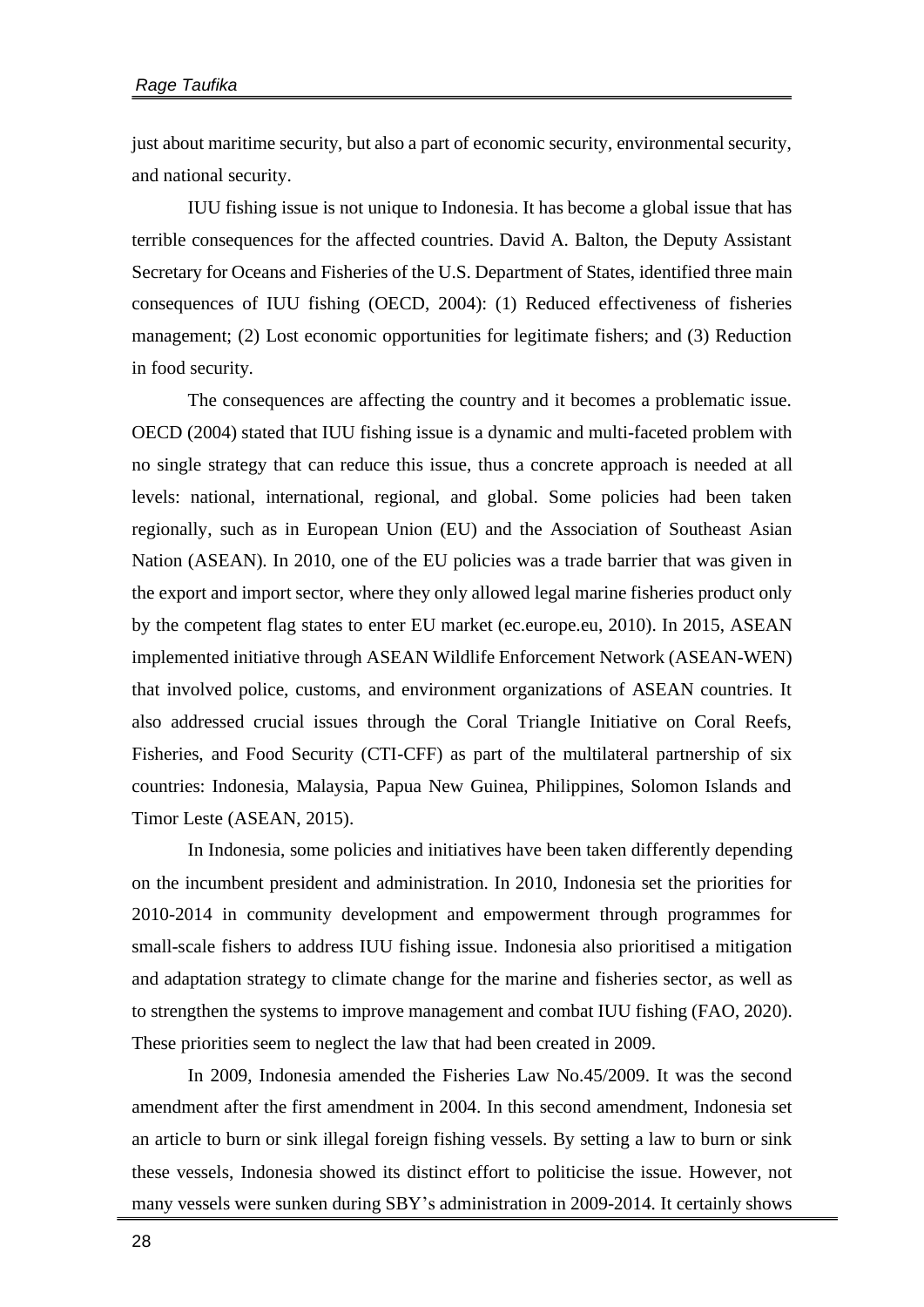just about maritime security, but also a part of economic security, environmental security, and national security.

IUU fishing issue is not unique to Indonesia. It has become a global issue that has terrible consequences for the affected countries. David A. Balton, the Deputy Assistant Secretary for Oceans and Fisheries of the U.S. Department of States, identified three main consequences of IUU fishing (OECD, 2004): (1) Reduced effectiveness of fisheries management; (2) Lost economic opportunities for legitimate fishers; and (3) Reduction in food security.

The consequences are affecting the country and it becomes a problematic issue. OECD (2004) stated that IUU fishing issue is a dynamic and multi-faceted problem with no single strategy that can reduce this issue, thus a concrete approach is needed at all levels: national, international, regional, and global. Some policies had been taken regionally, such as in European Union (EU) and the Association of Southeast Asian Nation (ASEAN). In 2010, one of the EU policies was a trade barrier that was given in the export and import sector, where they only allowed legal marine fisheries product only by the competent flag states to enter EU market (ec.europe.eu, 2010). In 2015, ASEAN implemented initiative through ASEAN Wildlife Enforcement Network (ASEAN-WEN) that involved police, customs, and environment organizations of ASEAN countries. It also addressed crucial issues through the Coral Triangle Initiative on Coral Reefs, Fisheries, and Food Security (CTI-CFF) as part of the multilateral partnership of six countries: Indonesia, Malaysia, Papua New Guinea, Philippines, Solomon Islands and Timor Leste (ASEAN, 2015).

In Indonesia, some policies and initiatives have been taken differently depending on the incumbent president and administration. In 2010, Indonesia set the priorities for 2010-2014 in community development and empowerment through programmes for small-scale fishers to address IUU fishing issue. Indonesia also prioritised a mitigation and adaptation strategy to climate change for the marine and fisheries sector, as well as to strengthen the systems to improve management and combat IUU fishing (FAO, 2020). These priorities seem to neglect the law that had been created in 2009.

In 2009, Indonesia amended the Fisheries Law No.45/2009. It was the second amendment after the first amendment in 2004. In this second amendment, Indonesia set an article to burn or sink illegal foreign fishing vessels. By setting a law to burn or sink these vessels, Indonesia showed its distinct effort to politicise the issue. However, not many vessels were sunken during SBY's administration in 2009-2014. It certainly shows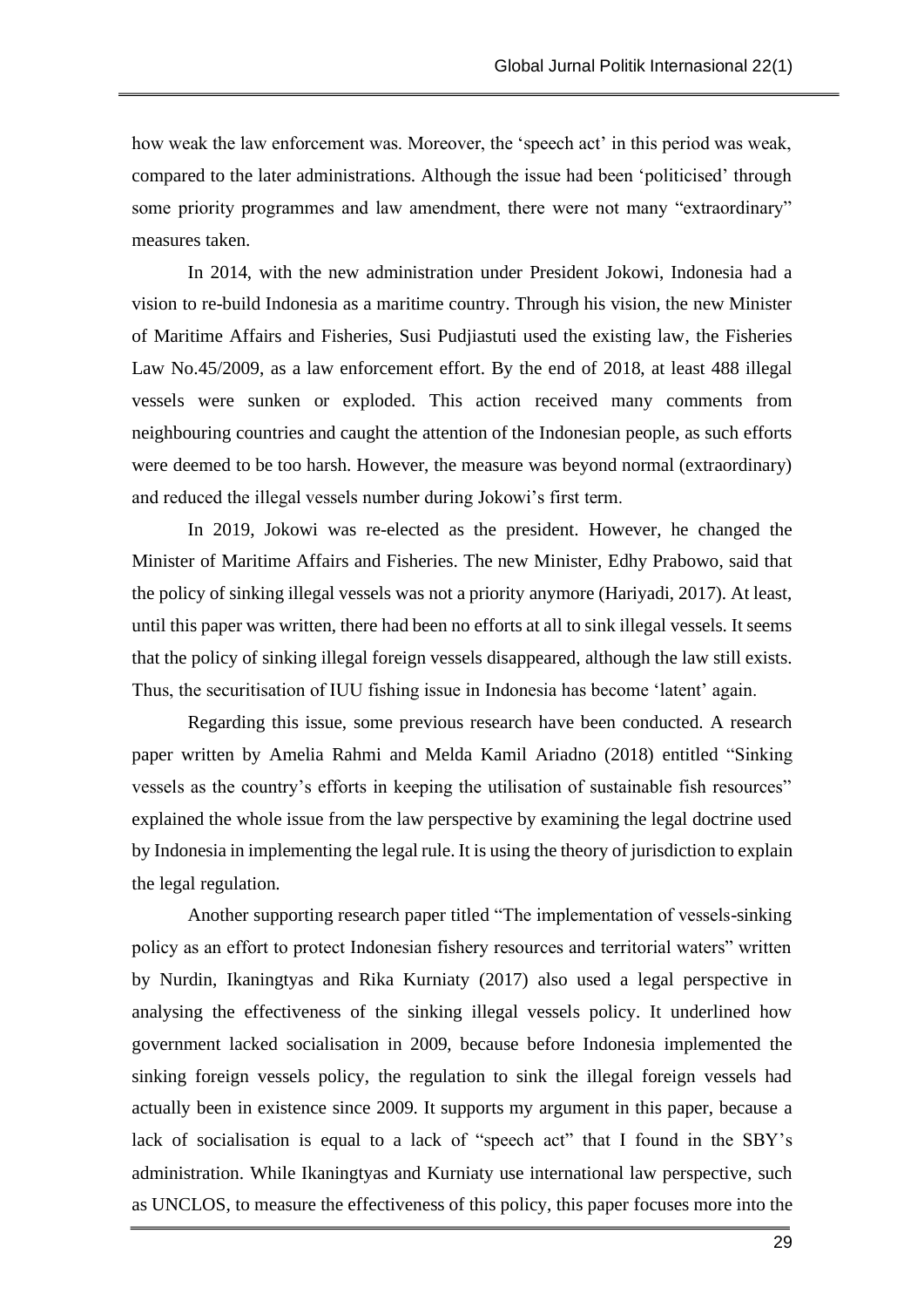how weak the law enforcement was. Moreover, the 'speech act' in this period was weak, compared to the later administrations. Although the issue had been 'politicised' through some priority programmes and law amendment, there were not many "extraordinary" measures taken.

In 2014, with the new administration under President Jokowi, Indonesia had a vision to re-build Indonesia as a maritime country. Through his vision, the new Minister of Maritime Affairs and Fisheries, Susi Pudjiastuti used the existing law, the Fisheries Law No.45/2009, as a law enforcement effort. By the end of 2018, at least 488 illegal vessels were sunken or exploded. This action received many comments from neighbouring countries and caught the attention of the Indonesian people, as such efforts were deemed to be too harsh. However, the measure was beyond normal (extraordinary) and reduced the illegal vessels number during Jokowi's first term.

In 2019, Jokowi was re-elected as the president. However, he changed the Minister of Maritime Affairs and Fisheries. The new Minister, Edhy Prabowo, said that the policy of sinking illegal vessels was not a priority anymore (Hariyadi, 2017). At least, until this paper was written, there had been no efforts at all to sink illegal vessels. It seems that the policy of sinking illegal foreign vessels disappeared, although the law still exists. Thus, the securitisation of IUU fishing issue in Indonesia has become 'latent' again.

Regarding this issue, some previous research have been conducted. A research paper written by Amelia Rahmi and Melda Kamil Ariadno (2018) entitled "Sinking vessels as the country's efforts in keeping the utilisation of sustainable fish resources" explained the whole issue from the law perspective by examining the legal doctrine used by Indonesia in implementing the legal rule. It is using the theory of jurisdiction to explain the legal regulation.

Another supporting research paper titled "The implementation of vessels-sinking policy as an effort to protect Indonesian fishery resources and territorial waters" written by Nurdin, Ikaningtyas and Rika Kurniaty (2017) also used a legal perspective in analysing the effectiveness of the sinking illegal vessels policy. It underlined how government lacked socialisation in 2009, because before Indonesia implemented the sinking foreign vessels policy, the regulation to sink the illegal foreign vessels had actually been in existence since 2009. It supports my argument in this paper, because a lack of socialisation is equal to a lack of "speech act" that I found in the SBY's administration. While Ikaningtyas and Kurniaty use international law perspective, such as UNCLOS, to measure the effectiveness of this policy, this paper focuses more into the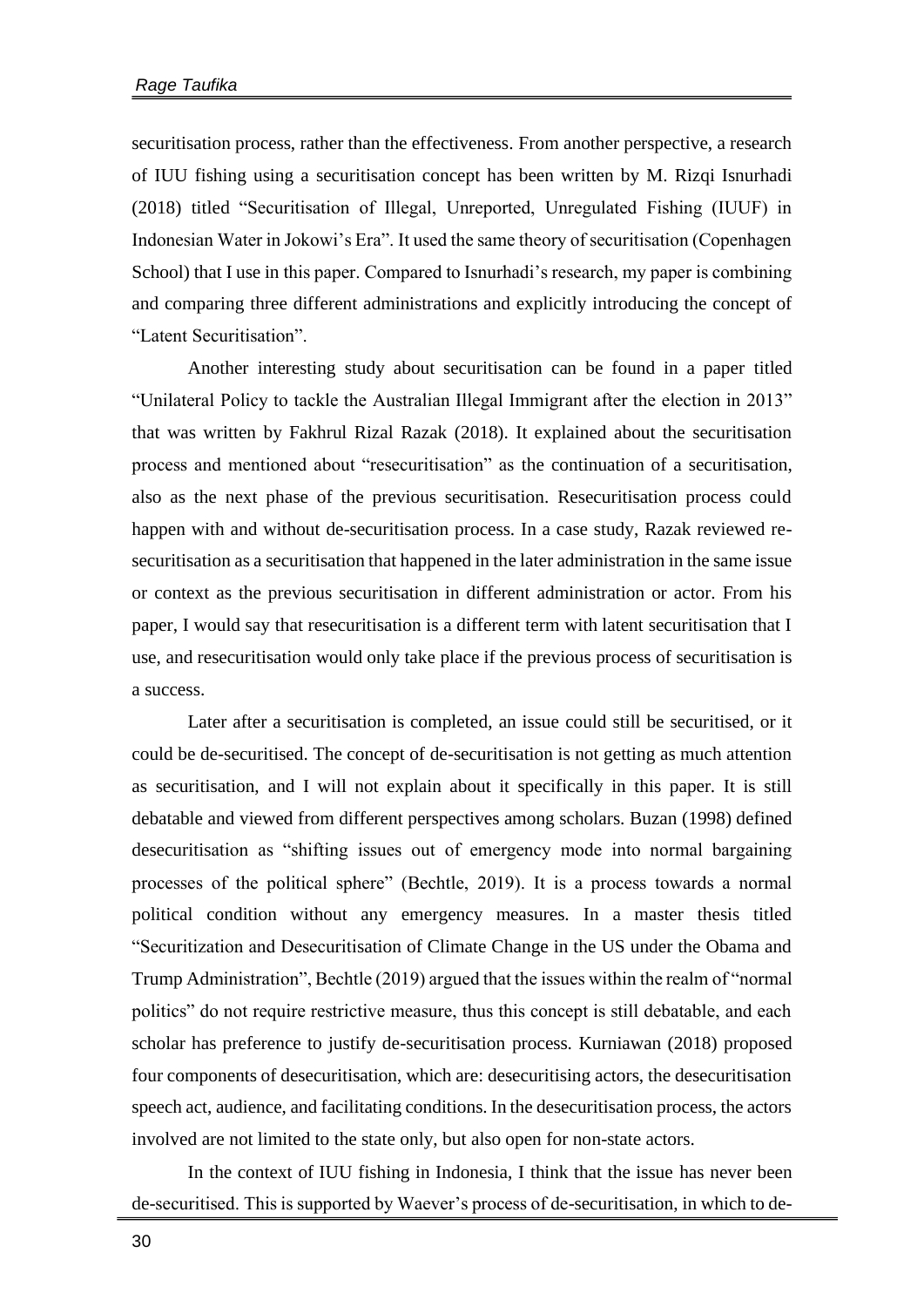securitisation process, rather than the effectiveness. From another perspective, a research of IUU fishing using a securitisation concept has been written by M. Rizqi Isnurhadi (2018) titled "Securitisation of Illegal, Unreported, Unregulated Fishing (IUUF) in Indonesian Water in Jokowi's Era". It used the same theory of securitisation (Copenhagen School) that I use in this paper. Compared to Isnurhadi's research, my paper is combining and comparing three different administrations and explicitly introducing the concept of "Latent Securitisation".

Another interesting study about securitisation can be found in a paper titled "Unilateral Policy to tackle the Australian Illegal Immigrant after the election in 2013" that was written by Fakhrul Rizal Razak (2018). It explained about the securitisation process and mentioned about "resecuritisation" as the continuation of a securitisation, also as the next phase of the previous securitisation. Resecuritisation process could happen with and without de-securitisation process. In a case study, Razak reviewed re-securitisation as a securitisation that happened in the later administration in the same issue or context as the previous securitisation in different administration or actor. From his paper, I would say that resecuritisation is a different term with latent securitisation that I use, and resecuritisation would only take place if the previous process of securitisation is a success.

Later after a securitisation is completed, an issue could still be securitised, or it could be de-securitised. The concept of de-securitisation is not getting as much attention as securitisation, and I will not explain about it specifically in this paper. It is still debatable and viewed from different perspectives among scholars. Buzan (1998) defined desecuritisation as "shifting issues out of emergency mode into normal bargaining processes of the political sphere" (Bechtle, 2019). It is a process towards a normal political condition without any emergency measures. In a master thesis titled "Securitization and Desecuritisation of Climate Change in the US under the Obama and Trump Administration", Bechtle (2019) argued that the issues within the realm of "normal politics" do not require restrictive measure, thus this concept is still debatable, and each scholar has preference to justify de-securitisation process. Kurniawan (2018) proposed four components of desecuritisation, which are: desecuritising actors, the desecuritisation speech act, audience, and facilitating conditions. In the desecuritisation process, the actors involved are not limited to the state only, but also open for non-state actors.

In the context of IUU fishing in Indonesia, I think that the issue has never been de-securitised. This is supported by Waever's process of de-securitisation, in which to de-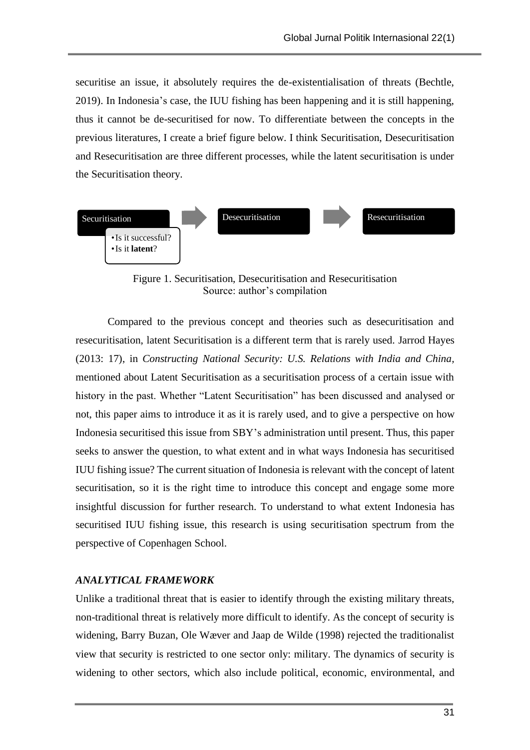securitise an issue, it absolutely requires the de-existentialisation of threats (Bechtle, 2019). In Indonesia's case, the IUU fishing has been happening and it is still happening, thus it cannot be de-securitised for now. To differentiate between the concepts in the previous literatures, I create a brief figure below. I think Securitisation, Desecuritisation and Resecuritisation are three different processes, while the latent securitisation is under the Securitisation theory.

Securitisation → Desecuritisation → Resecuritisation

- Is it successful?
- Is it **latent**?

Figure 1. Securitisation, Desecuritisation and Resecuritisation
Source: author's compilation

Compared to the previous concept and theories such as desecuritisation and resecuritisation, latent Securitisation is a different term that is rarely used. Jarrod Hayes (2013: 17), in *Constructing National Security: U.S. Relations with India and China*, mentioned about Latent Securitisation as a securitisation process of a certain issue with history in the past. Whether "Latent Securitisation" has been discussed and analysed or not, this paper aims to introduce it as it is rarely used, and to give a perspective on how Indonesia securitised this issue from SBY's administration until present. Thus, this paper seeks to answer the question, to what extent and in what ways Indonesia has securitised IUU fishing issue? The current situation of Indonesia is relevant with the concept of latent securitisation, so it is the right time to introduce this concept and engage some more insightful discussion for further research. To understand to what extent Indonesia has securitised IUU fishing issue, this research is using securitisation spectrum from the perspective of Copenhagen School.

## *ANALYTICAL FRAMEWORK*

Unlike a traditional threat that is easier to identify through the existing military threats, non-traditional threat is relatively more difficult to identify. As the concept of security is widening, Barry Buzan, Ole Wæver and Jaap de Wilde (1998) rejected the traditionalist view that security is restricted to one sector only: military. The dynamics of security is widening to other sectors, which also include political, economic, environmental, and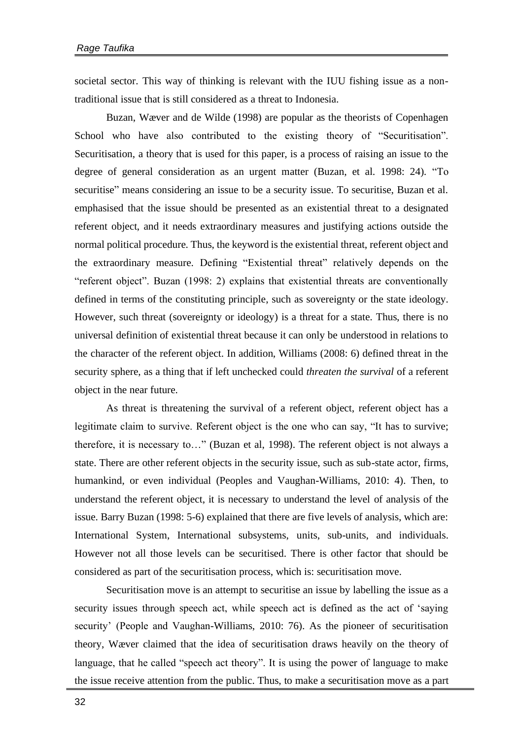societal sector. This way of thinking is relevant with the IUU fishing issue as a non-traditional issue that is still considered as a threat to Indonesia.

Buzan, Wæver and de Wilde (1998) are popular as the theorists of Copenhagen School who have also contributed to the existing theory of "Securitisation". Securitisation, a theory that is used for this paper, is a process of raising an issue to the degree of general consideration as an urgent matter (Buzan, et al. 1998: 24). "To securitise" means considering an issue to be a security issue. To securitise, Buzan et al. emphasised that the issue should be presented as an existential threat to a designated referent object, and it needs extraordinary measures and justifying actions outside the normal political procedure. Thus, the keyword is the existential threat, referent object and the extraordinary measure. Defining "Existential threat" relatively depends on the "referent object". Buzan (1998: 2) explains that existential threats are conventionally defined in terms of the constituting principle, such as sovereignty or the state ideology. However, such threat (sovereignty or ideology) is a threat for a state. Thus, there is no universal definition of existential threat because it can only be understood in relations to the character of the referent object. In addition, Williams (2008: 6) defined threat in the security sphere, as a thing that if left unchecked could *threaten the survival* of a referent object in the near future.

As threat is threatening the survival of a referent object, referent object has a legitimate claim to survive. Referent object is the one who can say, "It has to survive; therefore, it is necessary to…" (Buzan et al, 1998). The referent object is not always a state. There are other referent objects in the security issue, such as sub-state actor, firms, humankind, or even individual (Peoples and Vaughan-Williams, 2010: 4). Then, to understand the referent object, it is necessary to understand the level of analysis of the issue. Barry Buzan (1998: 5-6) explained that there are five levels of analysis, which are: International System, International subsystems, units, sub-units, and individuals. However not all those levels can be securitised. There is other factor that should be considered as part of the securitisation process, which is: securitisation move.

Securitisation move is an attempt to securitise an issue by labelling the issue as a security issues through speech act, while speech act is defined as the act of 'saying security' (People and Vaughan-Williams, 2010: 76). As the pioneer of securitisation theory, Wæver claimed that the idea of securitisation draws heavily on the theory of language, that he called "speech act theory". It is using the power of language to make the issue receive attention from the public. Thus, to make a securitisation move as a part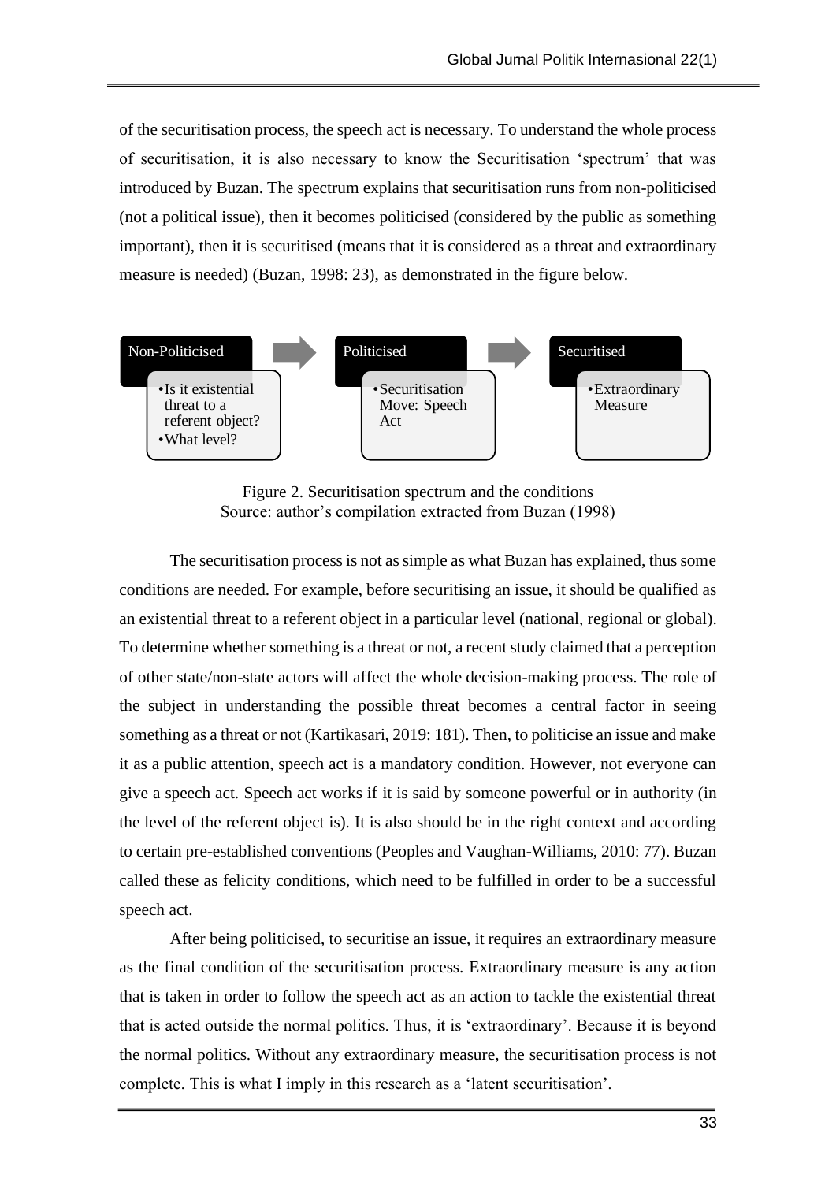of the securitisation process, the speech act is necessary. To understand the whole process of securitisation, it is also necessary to know the Securitisation 'spectrum' that was introduced by Buzan. The spectrum explains that securitisation runs from non-politicised (not a political issue), then it becomes politicised (considered by the public as something important), then it is securitised (means that it is considered as a threat and extraordinary measure is needed) (Buzan, 1998: 23), as demonstrated in the figure below.

| Non-Politicised | → | Politicised | → | Securitised |
|---|---|---|---|---|
| • Is it existential threat to a referent object? • What level? | | • Securitisation Move: Speech Act | | • Extraordinary Measure |

Figure 2. Securitisation spectrum and the conditions
Source: author's compilation extracted from Buzan (1998)

The securitisation process is not as simple as what Buzan has explained, thus some conditions are needed. For example, before securitising an issue, it should be qualified as an existential threat to a referent object in a particular level (national, regional or global). To determine whether something is a threat or not, a recent study claimed that a perception of other state/non-state actors will affect the whole decision-making process. The role of the subject in understanding the possible threat becomes a central factor in seeing something as a threat or not (Kartikasari, 2019: 181). Then, to politicise an issue and make it as a public attention, speech act is a mandatory condition. However, not everyone can give a speech act. Speech act works if it is said by someone powerful or in authority (in the level of the referent object is). It is also should be in the right context and according to certain pre-established conventions (Peoples and Vaughan-Williams, 2010: 77). Buzan called these as felicity conditions, which need to be fulfilled in order to be a successful speech act.

After being politicised, to securitise an issue, it requires an extraordinary measure as the final condition of the securitisation process. Extraordinary measure is any action that is taken in order to follow the speech act as an action to tackle the existential threat that is acted outside the normal politics. Thus, it is 'extraordinary'. Because it is beyond the normal politics. Without any extraordinary measure, the securitisation process is not complete. This is what I imply in this research as a 'latent securitisation'.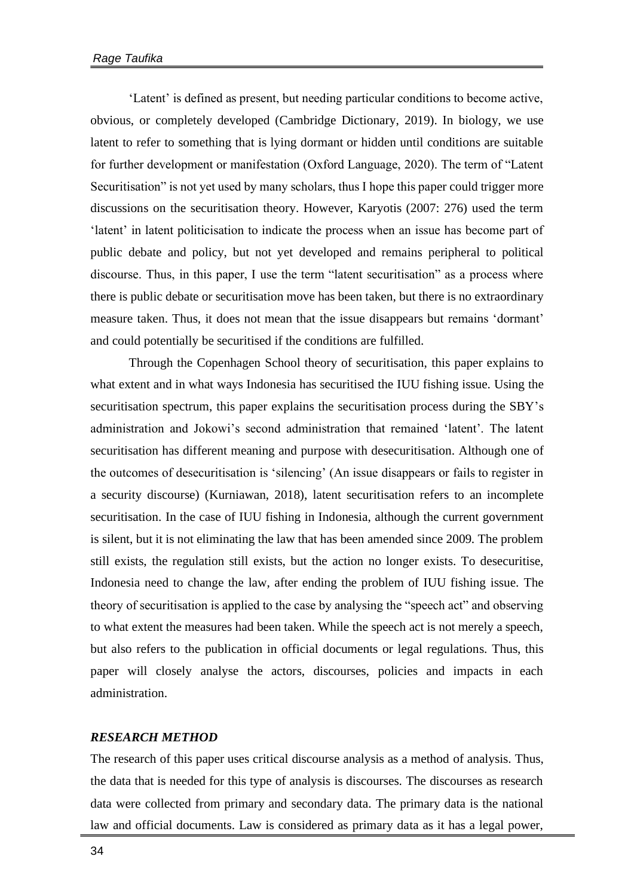'Latent' is defined as present, but needing particular conditions to become active, obvious, or completely developed (Cambridge Dictionary, 2019). In biology, we use latent to refer to something that is lying dormant or hidden until conditions are suitable for further development or manifestation (Oxford Language, 2020). The term of "Latent Securitisation" is not yet used by many scholars, thus I hope this paper could trigger more discussions on the securitisation theory. However, Karyotis (2007: 276) used the term 'latent' in latent politicisation to indicate the process when an issue has become part of public debate and policy, but not yet developed and remains peripheral to political discourse. Thus, in this paper, I use the term "latent securitisation" as a process where there is public debate or securitisation move has been taken, but there is no extraordinary measure taken. Thus, it does not mean that the issue disappears but remains 'dormant' and could potentially be securitised if the conditions are fulfilled.

Through the Copenhagen School theory of securitisation, this paper explains to what extent and in what ways Indonesia has securitised the IUU fishing issue. Using the securitisation spectrum, this paper explains the securitisation process during the SBY's administration and Jokowi's second administration that remained 'latent'. The latent securitisation has different meaning and purpose with desecuritisation. Although one of the outcomes of desecuritisation is 'silencing' (An issue disappears or fails to register in a security discourse) (Kurniawan, 2018), latent securitisation refers to an incomplete securitisation. In the case of IUU fishing in Indonesia, although the current government is silent, but it is not eliminating the law that has been amended since 2009. The problem still exists, the regulation still exists, but the action no longer exists. To desecuritise, Indonesia need to change the law, after ending the problem of IUU fishing issue. The theory of securitisation is applied to the case by analysing the "speech act" and observing to what extent the measures had been taken. While the speech act is not merely a speech, but also refers to the publication in official documents or legal regulations. Thus, this paper will closely analyse the actors, discourses, policies and impacts in each administration.

## *RESEARCH METHOD*

The research of this paper uses critical discourse analysis as a method of analysis. Thus, the data that is needed for this type of analysis is discourses. The discourses as research data were collected from primary and secondary data. The primary data is the national law and official documents. Law is considered as primary data as it has a legal power,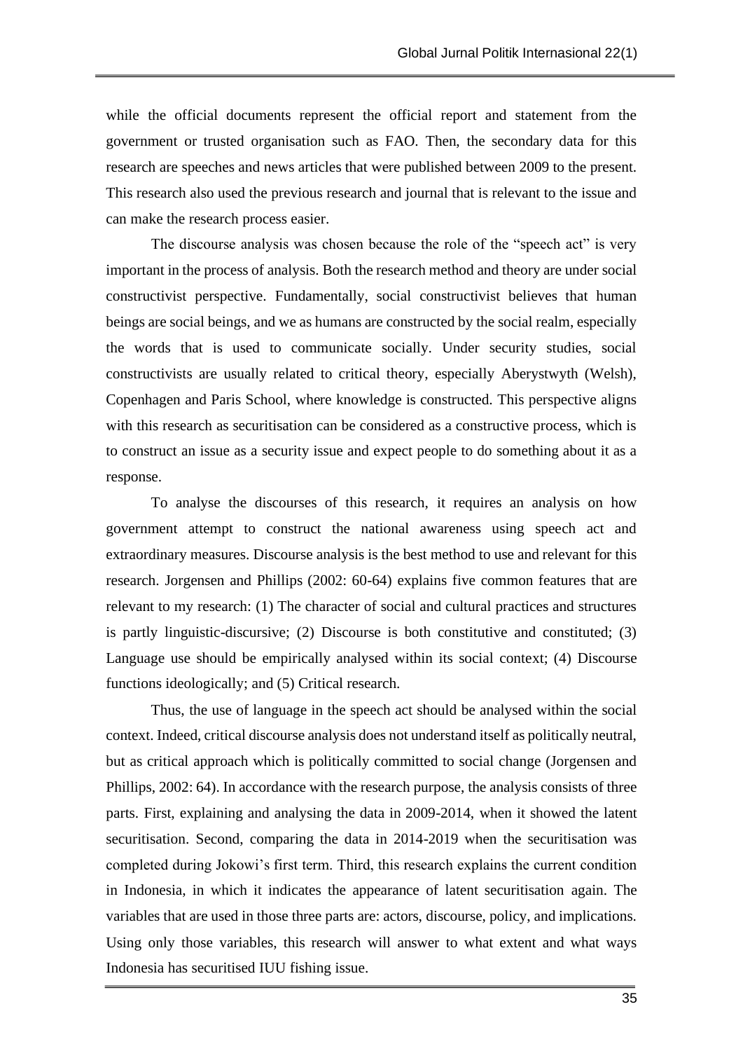while the official documents represent the official report and statement from the government or trusted organisation such as FAO. Then, the secondary data for this research are speeches and news articles that were published between 2009 to the present. This research also used the previous research and journal that is relevant to the issue and can make the research process easier.

The discourse analysis was chosen because the role of the "speech act" is very important in the process of analysis. Both the research method and theory are under social constructivist perspective. Fundamentally, social constructivist believes that human beings are social beings, and we as humans are constructed by the social realm, especially the words that is used to communicate socially. Under security studies, social constructivists are usually related to critical theory, especially Aberystwyth (Welsh), Copenhagen and Paris School, where knowledge is constructed. This perspective aligns with this research as securitisation can be considered as a constructive process, which is to construct an issue as a security issue and expect people to do something about it as a response.

To analyse the discourses of this research, it requires an analysis on how government attempt to construct the national awareness using speech act and extraordinary measures. Discourse analysis is the best method to use and relevant for this research. Jorgensen and Phillips (2002: 60-64) explains five common features that are relevant to my research: (1) The character of social and cultural practices and structures is partly linguistic-discursive; (2) Discourse is both constitutive and constituted; (3) Language use should be empirically analysed within its social context; (4) Discourse functions ideologically; and (5) Critical research.

Thus, the use of language in the speech act should be analysed within the social context. Indeed, critical discourse analysis does not understand itself as politically neutral, but as critical approach which is politically committed to social change (Jorgensen and Phillips, 2002: 64). In accordance with the research purpose, the analysis consists of three parts. First, explaining and analysing the data in 2009-2014, when it showed the latent securitisation. Second, comparing the data in 2014-2019 when the securitisation was completed during Jokowi's first term. Third, this research explains the current condition in Indonesia, in which it indicates the appearance of latent securitisation again. The variables that are used in those three parts are: actors, discourse, policy, and implications. Using only those variables, this research will answer to what extent and what ways Indonesia has securitised IUU fishing issue.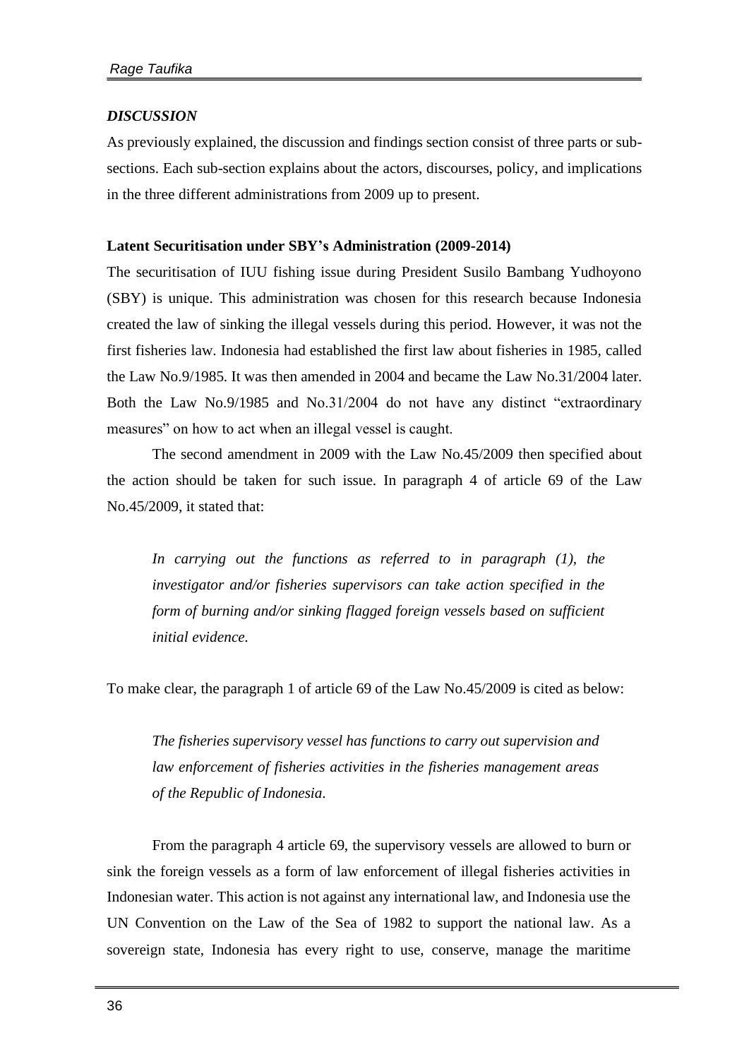### *DISCUSSION*

As previously explained, the discussion and findings section consist of three parts or sub-sections. Each sub-section explains about the actors, discourses, policy, and implications in the three different administrations from 2009 up to present.

#### Latent Securitisation under SBY's Administration (2009-2014)

The securitisation of IUU fishing issue during President Susilo Bambang Yudhoyono (SBY) is unique. This administration was chosen for this research because Indonesia created the law of sinking the illegal vessels during this period. However, it was not the first fisheries law. Indonesia had established the first law about fisheries in 1985, called the Law No.9/1985. It was then amended in 2004 and became the Law No.31/2004 later. Both the Law No.9/1985 and No.31/2004 do not have any distinct "extraordinary measures" on how to act when an illegal vessel is caught.

The second amendment in 2009 with the Law No.45/2009 then specified about the action should be taken for such issue. In paragraph 4 of article 69 of the Law No.45/2009, it stated that:

> *In carrying out the functions as referred to in paragraph (1), the investigator and/or fisheries supervisors can take action specified in the form of burning and/or sinking flagged foreign vessels based on sufficient initial evidence.*

To make clear, the paragraph 1 of article 69 of the Law No.45/2009 is cited as below:

> *The fisheries supervisory vessel has functions to carry out supervision and law enforcement of fisheries activities in the fisheries management areas of the Republic of Indonesia.*

From the paragraph 4 article 69, the supervisory vessels are allowed to burn or sink the foreign vessels as a form of law enforcement of illegal fisheries activities in Indonesian water. This action is not against any international law, and Indonesia use the UN Convention on the Law of the Sea of 1982 to support the national law. As a sovereign state, Indonesia has every right to use, conserve, manage the maritime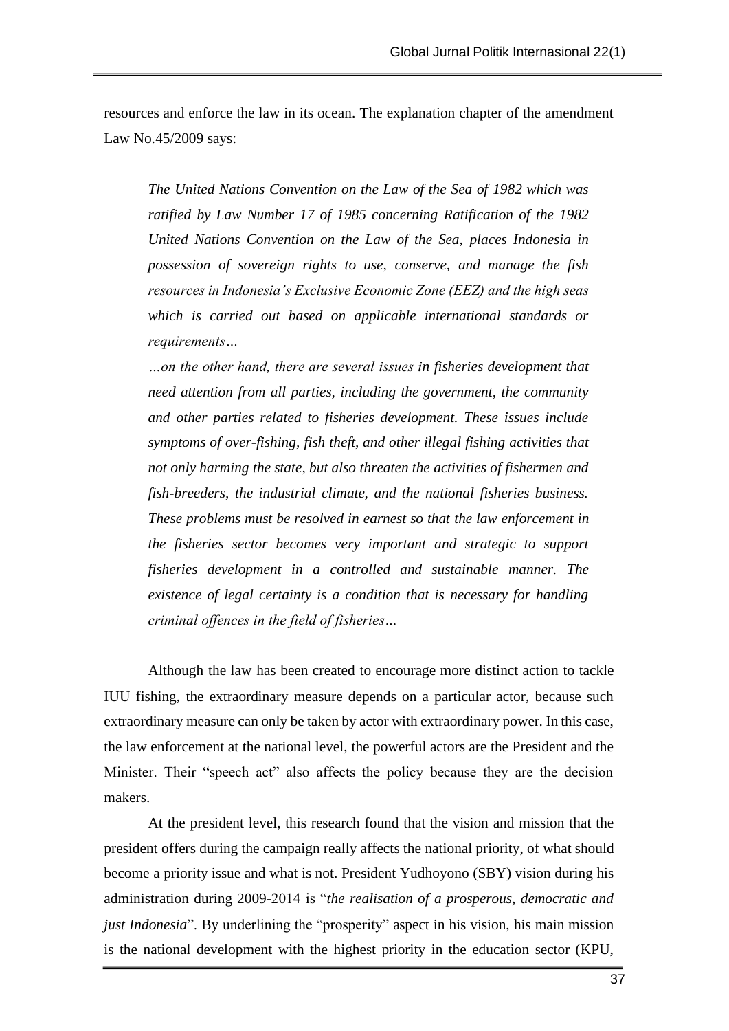resources and enforce the law in its ocean. The explanation chapter of the amendment Law No.45/2009 says:

> *The United Nations Convention on the Law of the Sea of 1982 which was ratified by Law Number 17 of 1985 concerning Ratification of the 1982 United Nations Convention on the Law of the Sea, places Indonesia in possession of sovereign rights to use, conserve, and manage the fish resources in Indonesia's Exclusive Economic Zone (EEZ) and the high seas which is carried out based on applicable international standards or requirements…*
>
> *…on the other hand, there are several issues in fisheries development that need attention from all parties, including the government, the community and other parties related to fisheries development. These issues include symptoms of over-fishing, fish theft, and other illegal fishing activities that not only harming the state, but also threaten the activities of fishermen and fish-breeders, the industrial climate, and the national fisheries business. These problems must be resolved in earnest so that the law enforcement in the fisheries sector becomes very important and strategic to support fisheries development in a controlled and sustainable manner. The existence of legal certainty is a condition that is necessary for handling criminal offences in the field of fisheries…*

Although the law has been created to encourage more distinct action to tackle IUU fishing, the extraordinary measure depends on a particular actor, because such extraordinary measure can only be taken by actor with extraordinary power. In this case, the law enforcement at the national level, the powerful actors are the President and the Minister. Their "speech act" also affects the policy because they are the decision makers.

At the president level, this research found that the vision and mission that the president offers during the campaign really affects the national priority, of what should become a priority issue and what is not. President Yudhoyono (SBY) vision during his administration during 2009-2014 is "*the realisation of a prosperous, democratic and just Indonesia*". By underlining the "prosperity" aspect in his vision, his main mission is the national development with the highest priority in the education sector (KPU,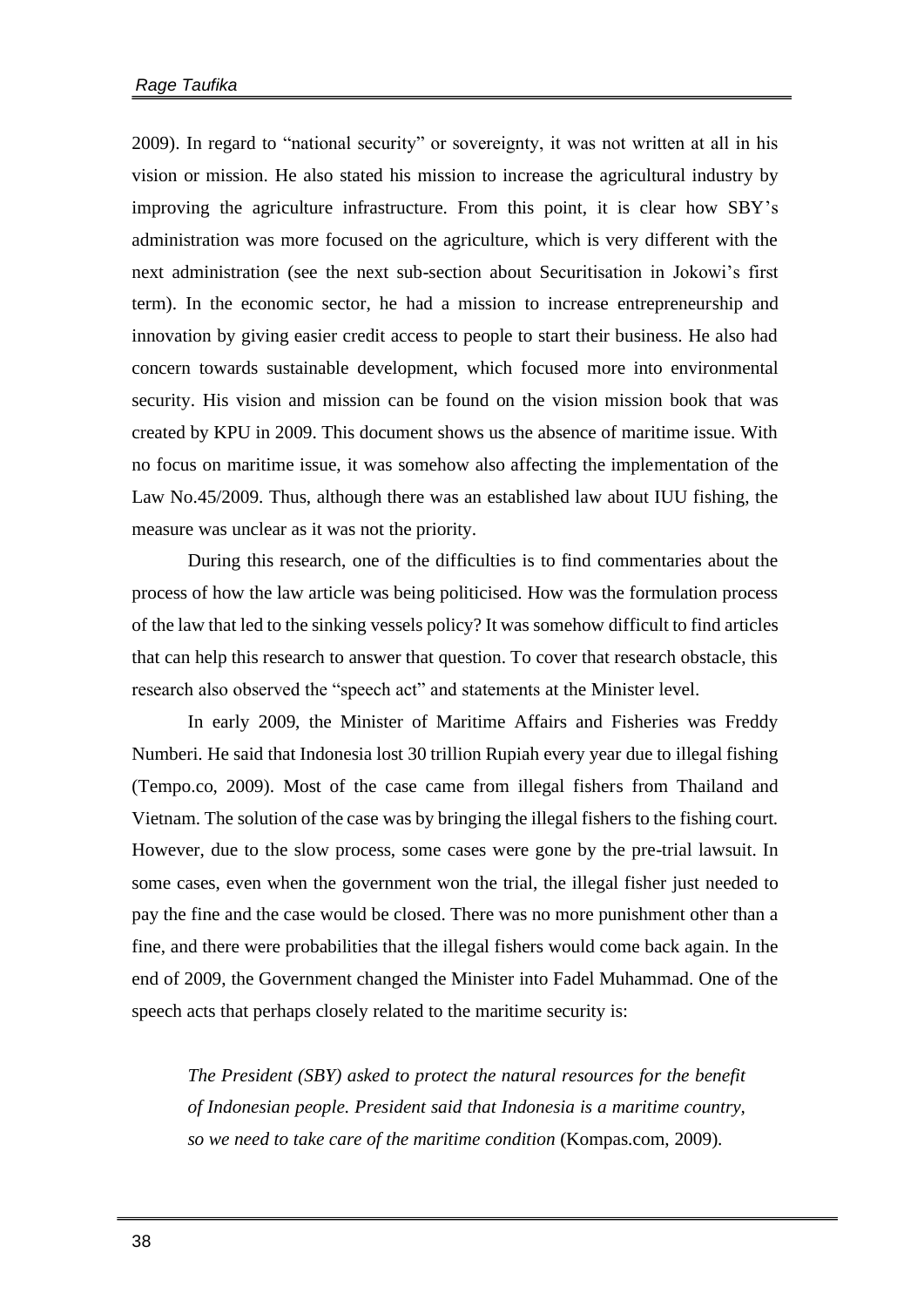2009). In regard to "national security" or sovereignty, it was not written at all in his vision or mission. He also stated his mission to increase the agricultural industry by improving the agriculture infrastructure. From this point, it is clear how SBY's administration was more focused on the agriculture, which is very different with the next administration (see the next sub-section about Securitisation in Jokowi's first term). In the economic sector, he had a mission to increase entrepreneurship and innovation by giving easier credit access to people to start their business. He also had concern towards sustainable development, which focused more into environmental security. His vision and mission can be found on the vision mission book that was created by KPU in 2009. This document shows us the absence of maritime issue. With no focus on maritime issue, it was somehow also affecting the implementation of the Law No.45/2009. Thus, although there was an established law about IUU fishing, the measure was unclear as it was not the priority.

During this research, one of the difficulties is to find commentaries about the process of how the law article was being politicised. How was the formulation process of the law that led to the sinking vessels policy? It was somehow difficult to find articles that can help this research to answer that question. To cover that research obstacle, this research also observed the "speech act" and statements at the Minister level.

In early 2009, the Minister of Maritime Affairs and Fisheries was Freddy Numberi. He said that Indonesia lost 30 trillion Rupiah every year due to illegal fishing (Tempo.co, 2009). Most of the case came from illegal fishers from Thailand and Vietnam. The solution of the case was by bringing the illegal fishers to the fishing court. However, due to the slow process, some cases were gone by the pre-trial lawsuit. In some cases, even when the government won the trial, the illegal fisher just needed to pay the fine and the case would be closed. There was no more punishment other than a fine, and there were probabilities that the illegal fishers would come back again. In the end of 2009, the Government changed the Minister into Fadel Muhammad. One of the speech acts that perhaps closely related to the maritime security is:

> *The President (SBY) asked to protect the natural resources for the benefit of Indonesian people. President said that Indonesia is a maritime country, so we need to take care of the maritime condition* (Kompas.com, 2009).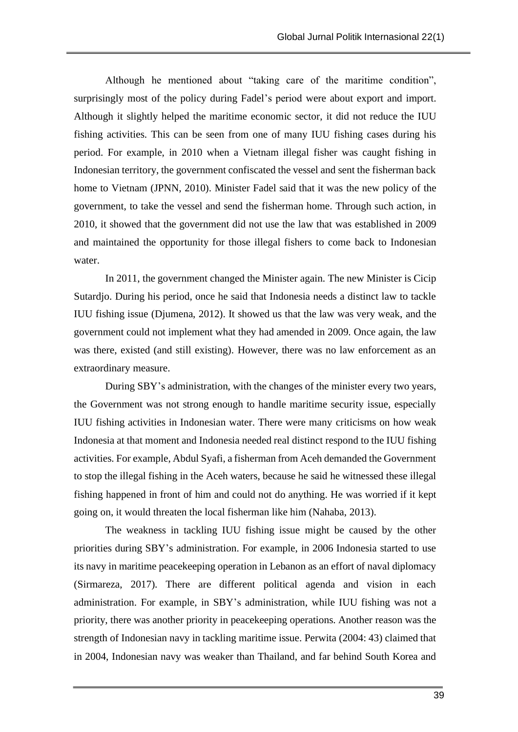Although he mentioned about "taking care of the maritime condition", surprisingly most of the policy during Fadel's period were about export and import. Although it slightly helped the maritime economic sector, it did not reduce the IUU fishing activities. This can be seen from one of many IUU fishing cases during his period. For example, in 2010 when a Vietnam illegal fisher was caught fishing in Indonesian territory, the government confiscated the vessel and sent the fisherman back home to Vietnam (JPNN, 2010). Minister Fadel said that it was the new policy of the government, to take the vessel and send the fisherman home. Through such action, in 2010, it showed that the government did not use the law that was established in 2009 and maintained the opportunity for those illegal fishers to come back to Indonesian water.

In 2011, the government changed the Minister again. The new Minister is Cicip Sutardjo. During his period, once he said that Indonesia needs a distinct law to tackle IUU fishing issue (Djumena, 2012). It showed us that the law was very weak, and the government could not implement what they had amended in 2009. Once again, the law was there, existed (and still existing). However, there was no law enforcement as an extraordinary measure.

During SBY's administration, with the changes of the minister every two years, the Government was not strong enough to handle maritime security issue, especially IUU fishing activities in Indonesian water. There were many criticisms on how weak Indonesia at that moment and Indonesia needed real distinct respond to the IUU fishing activities. For example, Abdul Syafi, a fisherman from Aceh demanded the Government to stop the illegal fishing in the Aceh waters, because he said he witnessed these illegal fishing happened in front of him and could not do anything. He was worried if it kept going on, it would threaten the local fisherman like him (Nahaba, 2013).

The weakness in tackling IUU fishing issue might be caused by the other priorities during SBY's administration. For example, in 2006 Indonesia started to use its navy in maritime peacekeeping operation in Lebanon as an effort of naval diplomacy (Sirmareza, 2017). There are different political agenda and vision in each administration. For example, in SBY's administration, while IUU fishing was not a priority, there was another priority in peacekeeping operations. Another reason was the strength of Indonesian navy in tackling maritime issue. Perwita (2004: 43) claimed that in 2004, Indonesian navy was weaker than Thailand, and far behind South Korea and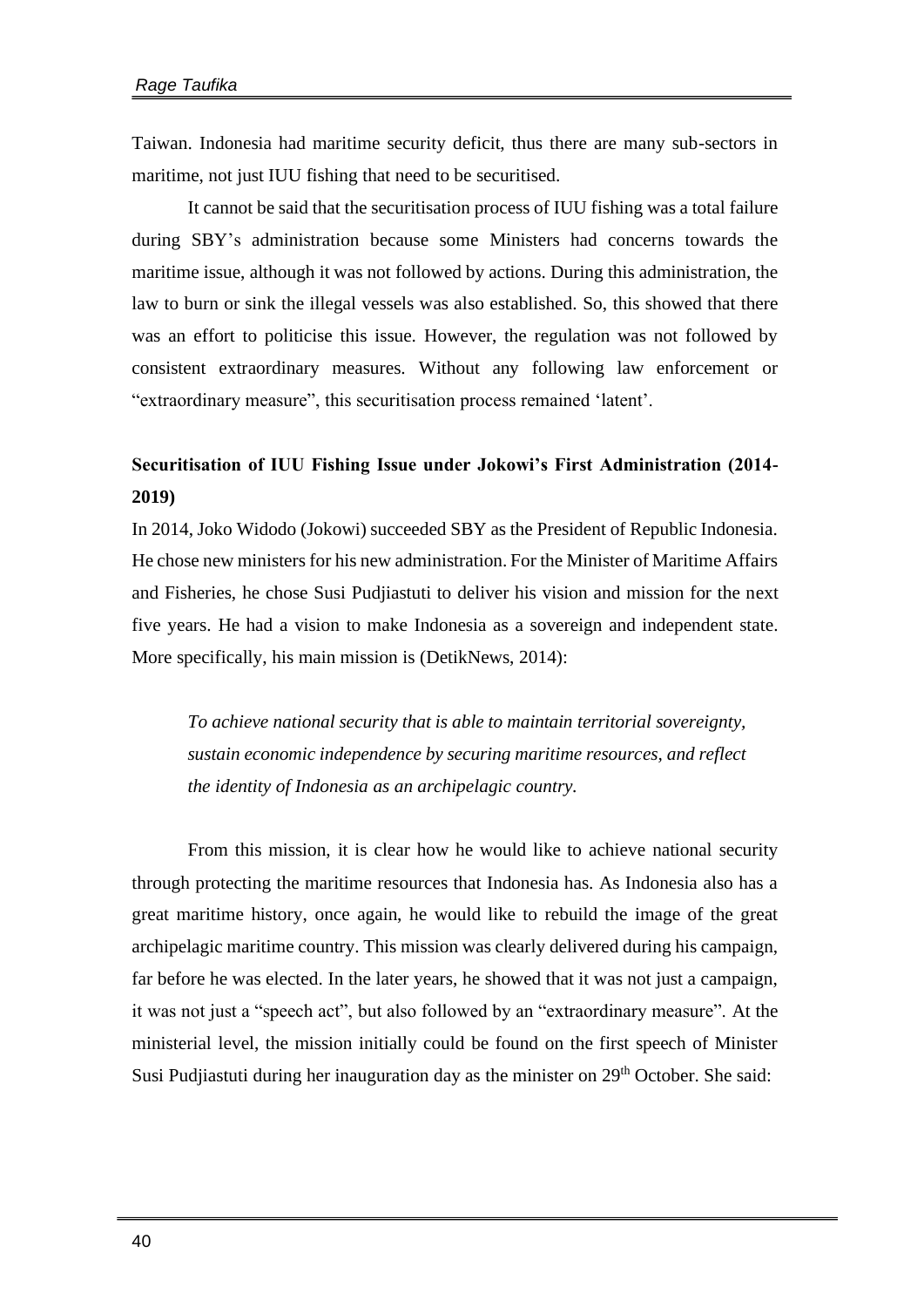Taiwan. Indonesia had maritime security deficit, thus there are many sub-sectors in maritime, not just IUU fishing that need to be securitised.

It cannot be said that the securitisation process of IUU fishing was a total failure during SBY's administration because some Ministers had concerns towards the maritime issue, although it was not followed by actions. During this administration, the law to burn or sink the illegal vessels was also established. So, this showed that there was an effort to politicise this issue. However, the regulation was not followed by consistent extraordinary measures. Without any following law enforcement or "extraordinary measure", this securitisation process remained 'latent'.

## Securitisation of IUU Fishing Issue under Jokowi's First Administration (2014-2019)

In 2014, Joko Widodo (Jokowi) succeeded SBY as the President of Republic Indonesia. He chose new ministers for his new administration. For the Minister of Maritime Affairs and Fisheries, he chose Susi Pudjiastuti to deliver his vision and mission for the next five years. He had a vision to make Indonesia as a sovereign and independent state. More specifically, his main mission is (DetikNews, 2014):

> *To achieve national security that is able to maintain territorial sovereignty, sustain economic independence by securing maritime resources, and reflect the identity of Indonesia as an archipelagic country.*

From this mission, it is clear how he would like to achieve national security through protecting the maritime resources that Indonesia has. As Indonesia also has a great maritime history, once again, he would like to rebuild the image of the great archipelagic maritime country. This mission was clearly delivered during his campaign, far before he was elected. In the later years, he showed that it was not just a campaign, it was not just a "speech act", but also followed by an "extraordinary measure". At the ministerial level, the mission initially could be found on the first speech of Minister Susi Pudjiastuti during her inauguration day as the minister on 29th October. She said: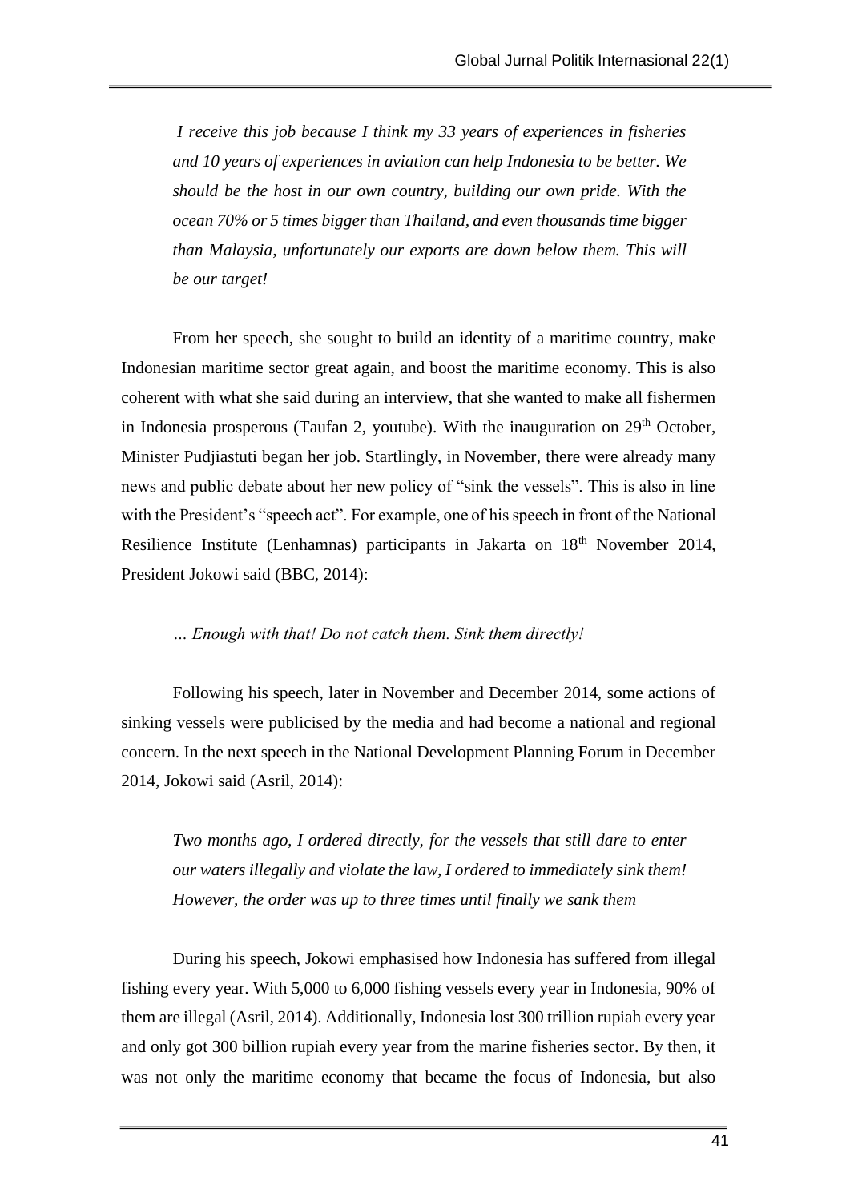*I receive this job because I think my 33 years of experiences in fisheries and 10 years of experiences in aviation can help Indonesia to be better. We should be the host in our own country, building our own pride. With the ocean 70% or 5 times bigger than Thailand, and even thousands time bigger than Malaysia, unfortunately our exports are down below them. This will be our target!*

From her speech, she sought to build an identity of a maritime country, make Indonesian maritime sector great again, and boost the maritime economy. This is also coherent with what she said during an interview, that she wanted to make all fishermen in Indonesia prosperous (Taufan 2, youtube). With the inauguration on 29th October, Minister Pudjiastuti began her job. Startlingly, in November, there were already many news and public debate about her new policy of "sink the vessels". This is also in line with the President's "speech act". For example, one of his speech in front of the National Resilience Institute (Lenhamnas) participants in Jakarta on 18th November 2014, President Jokowi said (BBC, 2014):

*… Enough with that! Do not catch them. Sink them directly!*

Following his speech, later in November and December 2014, some actions of sinking vessels were publicised by the media and had become a national and regional concern. In the next speech in the National Development Planning Forum in December 2014, Jokowi said (Asril, 2014):

*Two months ago, I ordered directly, for the vessels that still dare to enter our waters illegally and violate the law, I ordered to immediately sink them! However, the order was up to three times until finally we sank them*

During his speech, Jokowi emphasised how Indonesia has suffered from illegal fishing every year. With 5,000 to 6,000 fishing vessels every year in Indonesia, 90% of them are illegal (Asril, 2014). Additionally, Indonesia lost 300 trillion rupiah every year and only got 300 billion rupiah every year from the marine fisheries sector. By then, it was not only the maritime economy that became the focus of Indonesia, but also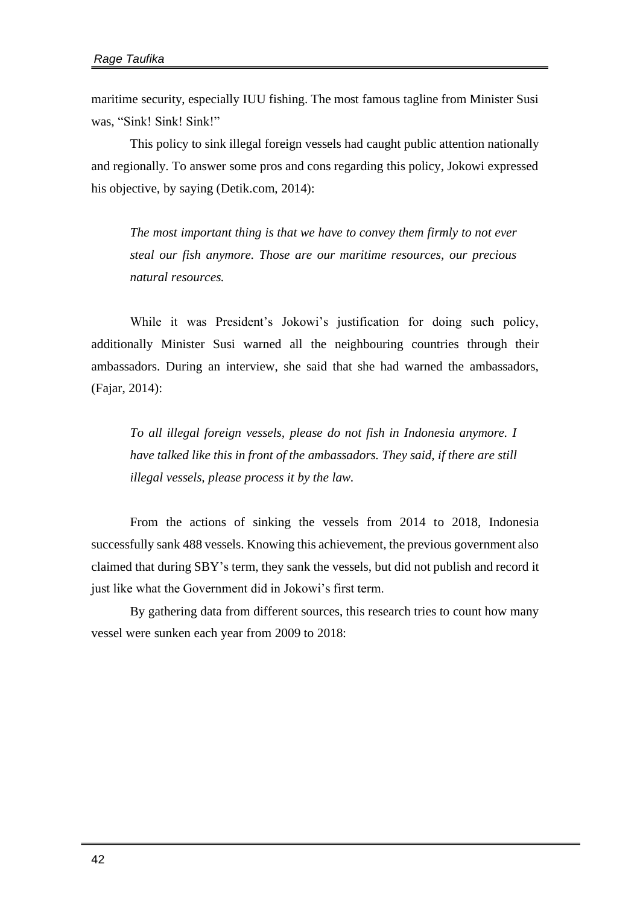maritime security, especially IUU fishing. The most famous tagline from Minister Susi was, “Sink! Sink! Sink!”

This policy to sink illegal foreign vessels had caught public attention nationally and regionally. To answer some pros and cons regarding this policy, Jokowi expressed his objective, by saying (Detik.com, 2014):

> *The most important thing is that we have to convey them firmly to not ever steal our fish anymore. Those are our maritime resources, our precious natural resources.*

While it was President’s Jokowi’s justification for doing such policy, additionally Minister Susi warned all the neighbouring countries through their ambassadors. During an interview, she said that she had warned the ambassadors, (Fajar, 2014):

> *To all illegal foreign vessels, please do not fish in Indonesia anymore. I have talked like this in front of the ambassadors. They said, if there are still illegal vessels, please process it by the law.*

From the actions of sinking the vessels from 2014 to 2018, Indonesia successfully sank 488 vessels. Knowing this achievement, the previous government also claimed that during SBY’s term, they sank the vessels, but did not publish and record it just like what the Government did in Jokowi’s first term.

By gathering data from different sources, this research tries to count how many vessel were sunken each year from 2009 to 2018: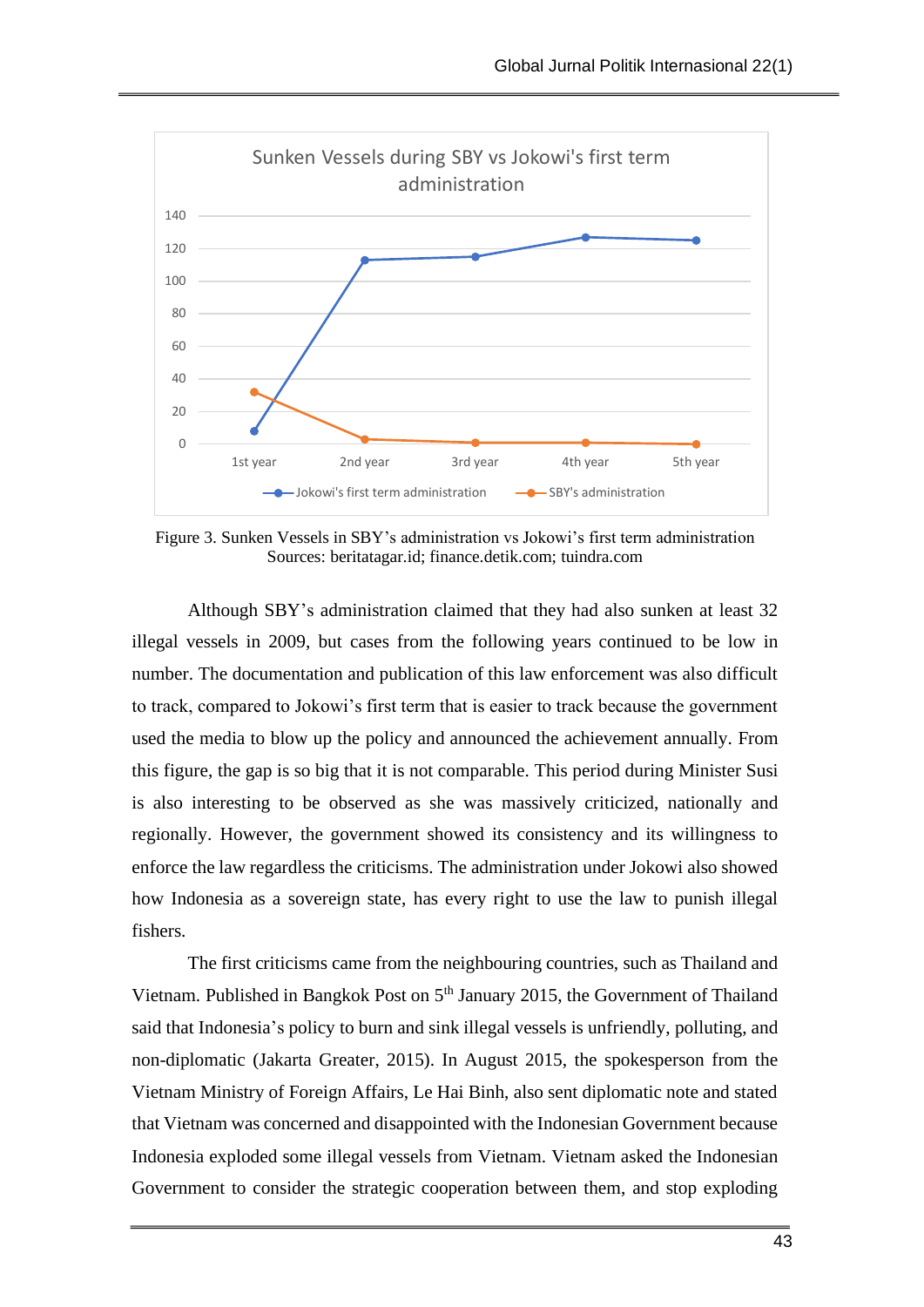Figure 3. Sunken Vessels in SBY's administration vs Jokowi's first term administration
Sources: beritatagar.id; finance.detik.com; tuindra.com

Although SBY's administration claimed that they had also sunken at least 32 illegal vessels in 2009, but cases from the following years continued to be low in number. The documentation and publication of this law enforcement was also difficult to track, compared to Jokowi's first term that is easier to track because the government used the media to blow up the policy and announced the achievement annually. From this figure, the gap is so big that it is not comparable. This period during Minister Susi is also interesting to be observed as she was massively criticized, nationally and regionally. However, the government showed its consistency and its willingness to enforce the law regardless the criticisms. The administration under Jokowi also showed how Indonesia as a sovereign state, has every right to use the law to punish illegal fishers.

The first criticisms came from the neighbouring countries, such as Thailand and Vietnam. Published in Bangkok Post on 5th January 2015, the Government of Thailand said that Indonesia's policy to burn and sink illegal vessels is unfriendly, polluting, and non-diplomatic (Jakarta Greater, 2015). In August 2015, the spokesperson from the Vietnam Ministry of Foreign Affairs, Le Hai Binh, also sent diplomatic note and stated that Vietnam was concerned and disappointed with the Indonesian Government because Indonesia exploded some illegal vessels from Vietnam. Vietnam asked the Indonesian Government to consider the strategic cooperation between them, and stop exploding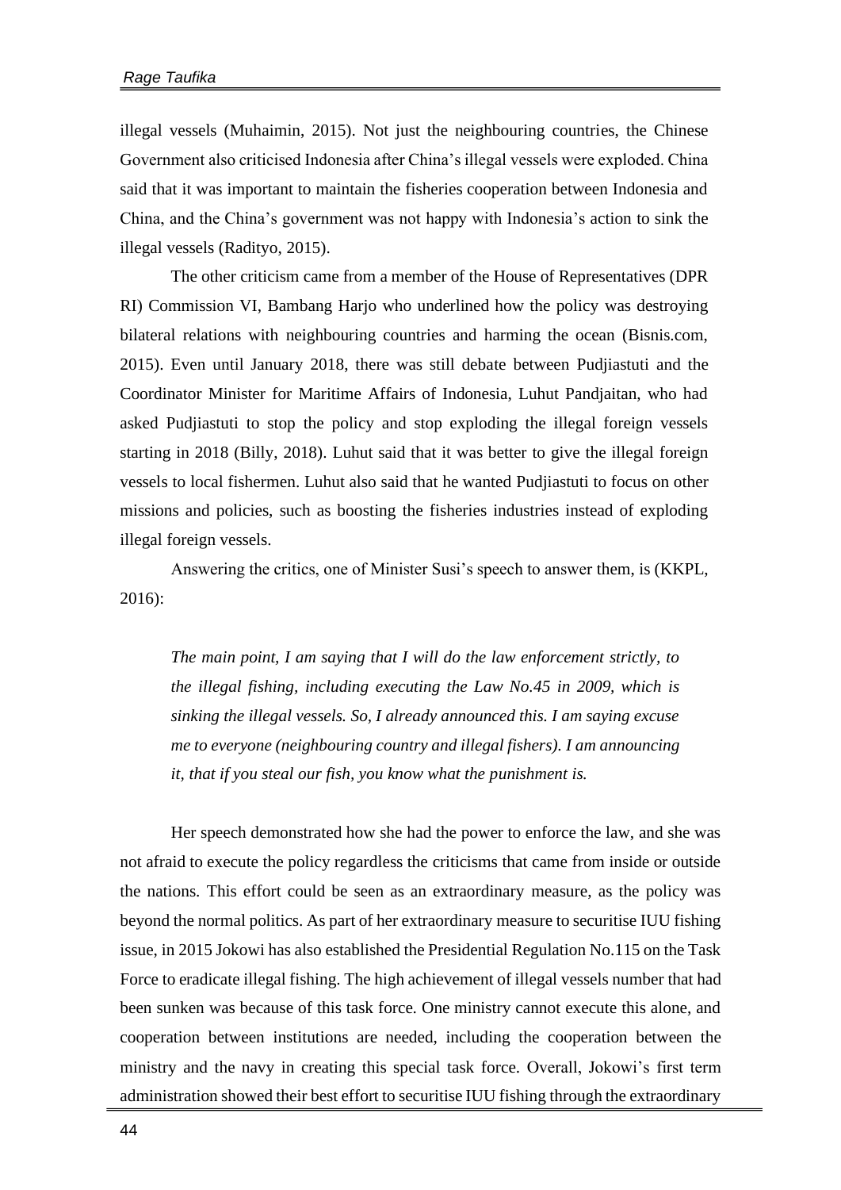illegal vessels (Muhaimin, 2015). Not just the neighbouring countries, the Chinese Government also criticised Indonesia after China's illegal vessels were exploded. China said that it was important to maintain the fisheries cooperation between Indonesia and China, and the China's government was not happy with Indonesia's action to sink the illegal vessels (Radityo, 2015).

The other criticism came from a member of the House of Representatives (DPR RI) Commission VI, Bambang Harjo who underlined how the policy was destroying bilateral relations with neighbouring countries and harming the ocean (Bisnis.com, 2015). Even until January 2018, there was still debate between Pudjiastuti and the Coordinator Minister for Maritime Affairs of Indonesia, Luhut Pandjaitan, who had asked Pudjiastuti to stop the policy and stop exploding the illegal foreign vessels starting in 2018 (Billy, 2018). Luhut said that it was better to give the illegal foreign vessels to local fishermen. Luhut also said that he wanted Pudjiastuti to focus on other missions and policies, such as boosting the fisheries industries instead of exploding illegal foreign vessels.

Answering the critics, one of Minister Susi's speech to answer them, is (KKPL, 2016):

> *The main point, I am saying that I will do the law enforcement strictly, to the illegal fishing, including executing the Law No.45 in 2009, which is sinking the illegal vessels. So, I already announced this. I am saying excuse me to everyone (neighbouring country and illegal fishers). I am announcing it, that if you steal our fish, you know what the punishment is.*

Her speech demonstrated how she had the power to enforce the law, and she was not afraid to execute the policy regardless the criticisms that came from inside or outside the nations. This effort could be seen as an extraordinary measure, as the policy was beyond the normal politics. As part of her extraordinary measure to securitise IUU fishing issue, in 2015 Jokowi has also established the Presidential Regulation No.115 on the Task Force to eradicate illegal fishing. The high achievement of illegal vessels number that had been sunken was because of this task force. One ministry cannot execute this alone, and cooperation between institutions are needed, including the cooperation between the ministry and the navy in creating this special task force. Overall, Jokowi's first term administration showed their best effort to securitise IUU fishing through the extraordinary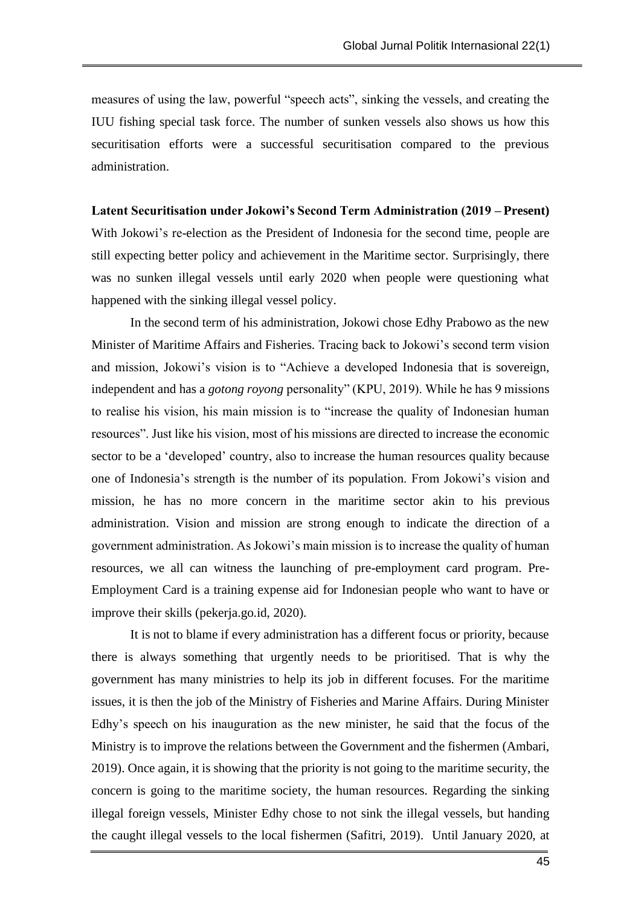measures of using the law, powerful "speech acts", sinking the vessels, and creating the IUU fishing special task force. The number of sunken vessels also shows us how this securitisation efforts were a successful securitisation compared to the previous administration.

**Latent Securitisation under Jokowi's Second Term Administration (2019 – Present)**

With Jokowi's re-election as the President of Indonesia for the second time, people are still expecting better policy and achievement in the Maritime sector. Surprisingly, there was no sunken illegal vessels until early 2020 when people were questioning what happened with the sinking illegal vessel policy.

In the second term of his administration, Jokowi chose Edhy Prabowo as the new Minister of Maritime Affairs and Fisheries. Tracing back to Jokowi's second term vision and mission, Jokowi's vision is to "Achieve a developed Indonesia that is sovereign, independent and has a *gotong royong* personality" (KPU, 2019). While he has 9 missions to realise his vision, his main mission is to "increase the quality of Indonesian human resources". Just like his vision, most of his missions are directed to increase the economic sector to be a 'developed' country, also to increase the human resources quality because one of Indonesia's strength is the number of its population. From Jokowi's vision and mission, he has no more concern in the maritime sector akin to his previous administration. Vision and mission are strong enough to indicate the direction of a government administration. As Jokowi's main mission is to increase the quality of human resources, we all can witness the launching of pre-employment card program. Pre-Employment Card is a training expense aid for Indonesian people who want to have or improve their skills (pekerja.go.id, 2020).

It is not to blame if every administration has a different focus or priority, because there is always something that urgently needs to be prioritised. That is why the government has many ministries to help its job in different focuses. For the maritime issues, it is then the job of the Ministry of Fisheries and Marine Affairs. During Minister Edhy's speech on his inauguration as the new minister, he said that the focus of the Ministry is to improve the relations between the Government and the fishermen (Ambari, 2019). Once again, it is showing that the priority is not going to the maritime security, the concern is going to the maritime society, the human resources. Regarding the sinking illegal foreign vessels, Minister Edhy chose to not sink the illegal vessels, but handing the caught illegal vessels to the local fishermen (Safitri, 2019). Until January 2020, at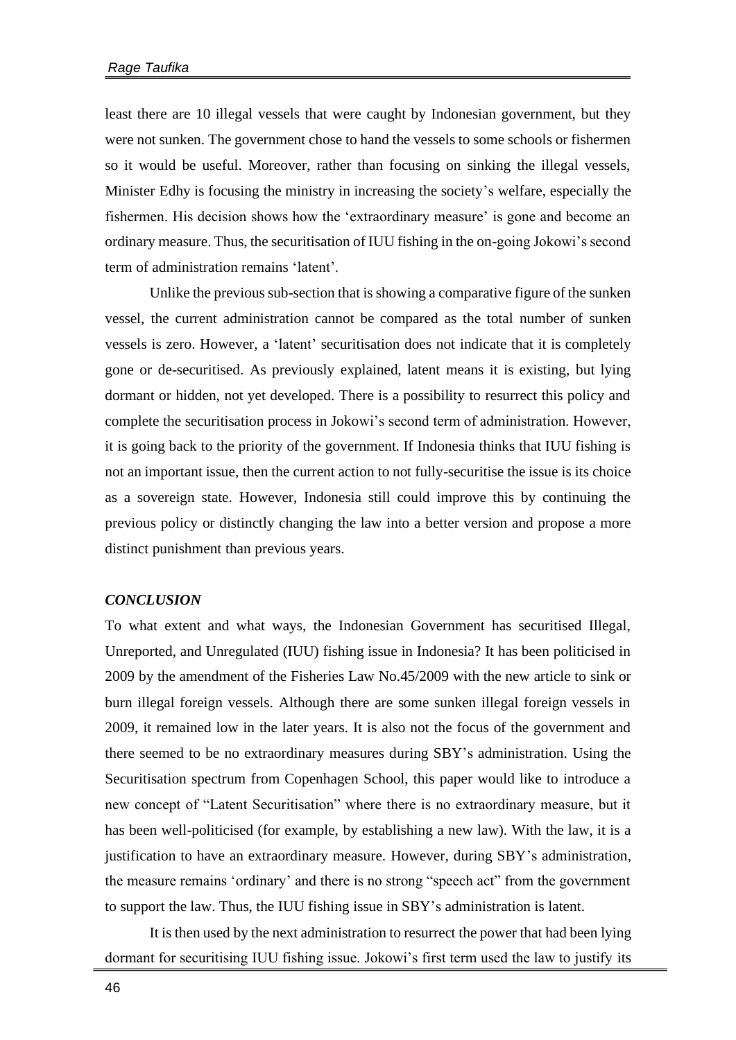least there are 10 illegal vessels that were caught by Indonesian government, but they were not sunken. The government chose to hand the vessels to some schools or fishermen so it would be useful. Moreover, rather than focusing on sinking the illegal vessels, Minister Edhy is focusing the ministry in increasing the society's welfare, especially the fishermen. His decision shows how the 'extraordinary measure' is gone and become an ordinary measure. Thus, the securitisation of IUU fishing in the on-going Jokowi's second term of administration remains 'latent'.

Unlike the previous sub-section that is showing a comparative figure of the sunken vessel, the current administration cannot be compared as the total number of sunken vessels is zero. However, a 'latent' securitisation does not indicate that it is completely gone or de-securitised. As previously explained, latent means it is existing, but lying dormant or hidden, not yet developed. There is a possibility to resurrect this policy and complete the securitisation process in Jokowi's second term of administration. However, it is going back to the priority of the government. If Indonesia thinks that IUU fishing is not an important issue, then the current action to not fully-securitise the issue is its choice as a sovereign state. However, Indonesia still could improve this by continuing the previous policy or distinctly changing the law into a better version and propose a more distinct punishment than previous years.

### *CONCLUSION*

To what extent and what ways, the Indonesian Government has securitised Illegal, Unreported, and Unregulated (IUU) fishing issue in Indonesia? It has been politicised in 2009 by the amendment of the Fisheries Law No.45/2009 with the new article to sink or burn illegal foreign vessels. Although there are some sunken illegal foreign vessels in 2009, it remained low in the later years. It is also not the focus of the government and there seemed to be no extraordinary measures during SBY's administration. Using the Securitisation spectrum from Copenhagen School, this paper would like to introduce a new concept of "Latent Securitisation" where there is no extraordinary measure, but it has been well-politicised (for example, by establishing a new law). With the law, it is a justification to have an extraordinary measure. However, during SBY's administration, the measure remains 'ordinary' and there is no strong "speech act" from the government to support the law. Thus, the IUU fishing issue in SBY's administration is latent.

It is then used by the next administration to resurrect the power that had been lying dormant for securitising IUU fishing issue. Jokowi's first term used the law to justify its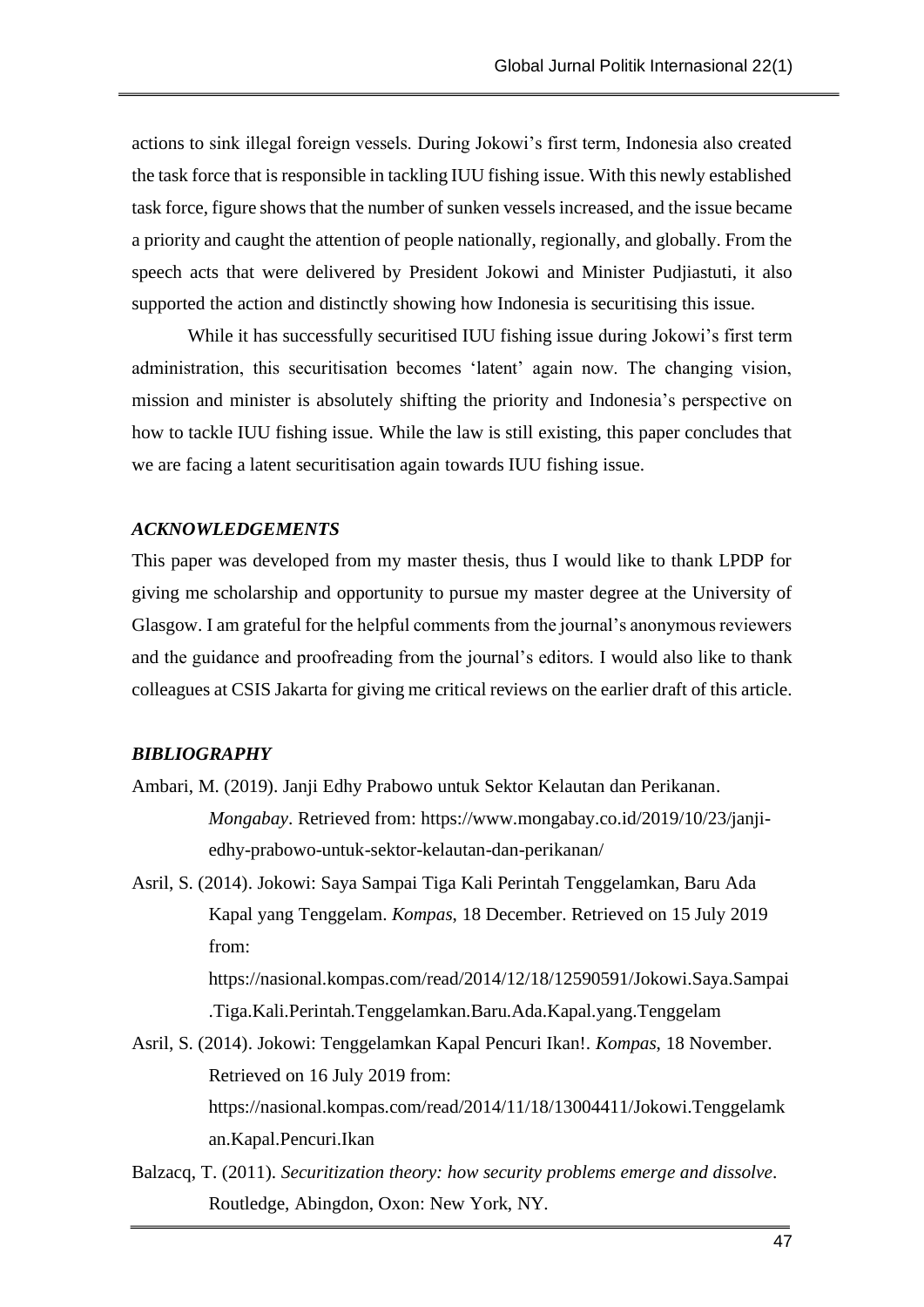actions to sink illegal foreign vessels. During Jokowi's first term, Indonesia also created the task force that is responsible in tackling IUU fishing issue. With this newly established task force, figure shows that the number of sunken vessels increased, and the issue became a priority and caught the attention of people nationally, regionally, and globally. From the speech acts that were delivered by President Jokowi and Minister Pudjiastuti, it also supported the action and distinctly showing how Indonesia is securitising this issue.

While it has successfully securitised IUU fishing issue during Jokowi's first term administration, this securitisation becomes 'latent' again now. The changing vision, mission and minister is absolutely shifting the priority and Indonesia's perspective on how to tackle IUU fishing issue. While the law is still existing, this paper concludes that we are facing a latent securitisation again towards IUU fishing issue.

### *ACKNOWLEDGEMENTS*

This paper was developed from my master thesis, thus I would like to thank LPDP for giving me scholarship and opportunity to pursue my master degree at the University of Glasgow. I am grateful for the helpful comments from the journal's anonymous reviewers and the guidance and proofreading from the journal's editors. I would also like to thank colleagues at CSIS Jakarta for giving me critical reviews on the earlier draft of this article.

### *BIBLIOGRAPHY*

Ambari, M. (2019). Janji Edhy Prabowo untuk Sektor Kelautan dan Perikanan. *Mongabay*. Retrieved from: https://www.mongabay.co.id/2019/10/23/janji-edhy-prabowo-untuk-sektor-kelautan-dan-perikanan/

Asril, S. (2014). Jokowi: Saya Sampai Tiga Kali Perintah Tenggelamkan, Baru Ada Kapal yang Tenggelam. *Kompas*, 18 December. Retrieved on 15 July 2019 from: https://nasional.kompas.com/read/2014/12/18/12590591/Jokowi.Saya.Sampai.Tiga.Kali.Perintah.Tenggelamkan.Baru.Ada.Kapal.yang.Tenggelam

Asril, S. (2014). Jokowi: Tenggelamkan Kapal Pencuri Ikan!. *Kompas*, 18 November. Retrieved on 16 July 2019 from: https://nasional.kompas.com/read/2014/11/18/13004411/Jokowi.Tenggelamkan.Kapal.Pencuri.Ikan

Balzacq, T. (2011). *Securitization theory: how security problems emerge and dissolve*. Routledge, Abingdon, Oxon: New York, NY.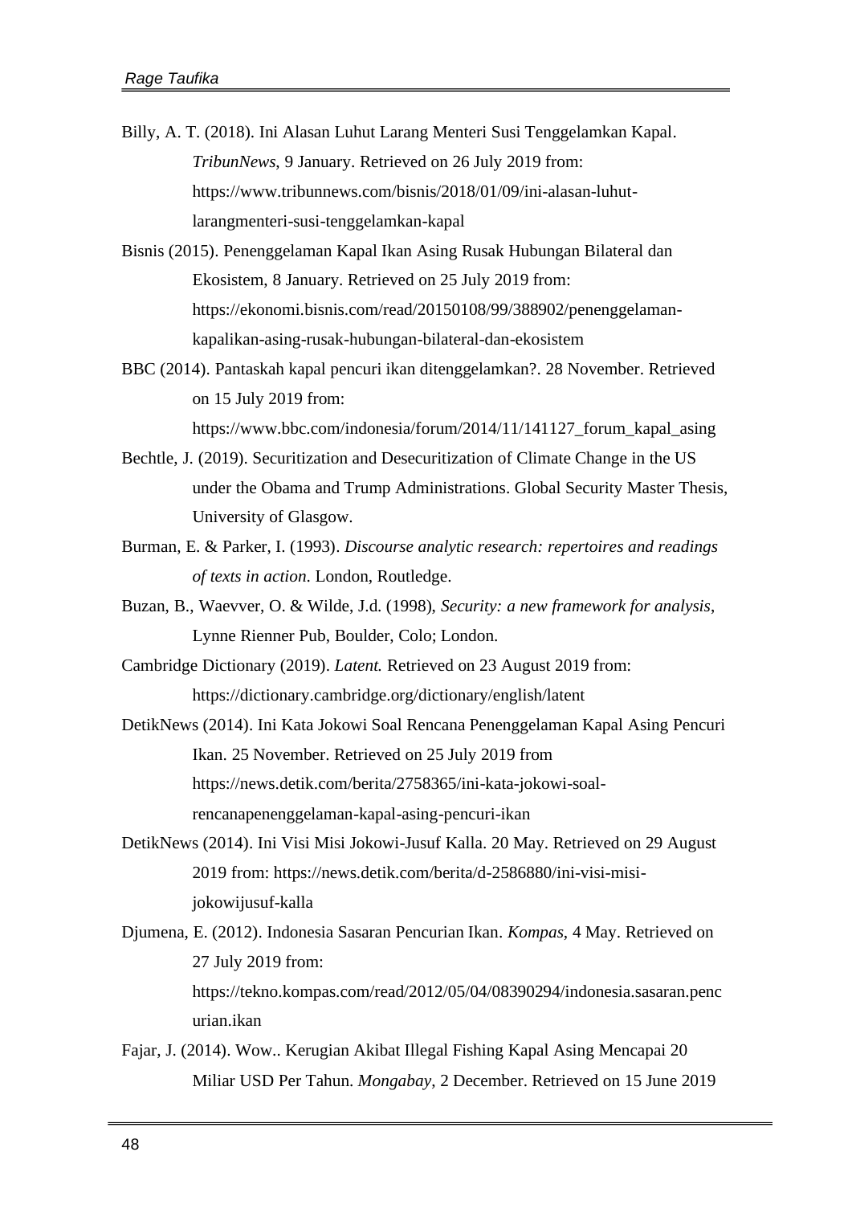Billy, A. T. (2018). Ini Alasan Luhut Larang Menteri Susi Tenggelamkan Kapal. *TribunNews*, 9 January. Retrieved on 26 July 2019 from: https://www.tribunnews.com/bisnis/2018/01/09/ini-alasan-luhut-larangmenteri-susi-tenggelamkan-kapal

Bisnis (2015). Penenggelaman Kapal Ikan Asing Rusak Hubungan Bilateral dan Ekosistem, 8 January. Retrieved on 25 July 2019 from: https://ekonomi.bisnis.com/read/20150108/99/388902/penenggelaman-kapalikan-asing-rusak-hubungan-bilateral-dan-ekosistem

BBC (2014). Pantaskah kapal pencuri ikan ditenggelamkan?. 28 November. Retrieved on 15 July 2019 from: https://www.bbc.com/indonesia/forum/2014/11/141127_forum_kapal_asing

Bechtle, J. (2019). Securitization and Desecuritization of Climate Change in the US under the Obama and Trump Administrations. Global Security Master Thesis, University of Glasgow.

Burman, E. & Parker, I. (1993). *Discourse analytic research: repertoires and readings of texts in action.* London, Routledge.

Buzan, B., Waevver, O. & Wilde, J.d. (1998), *Security: a new framework for analysis*, Lynne Rienner Pub, Boulder, Colo; London.

Cambridge Dictionary (2019). *Latent.* Retrieved on 23 August 2019 from: https://dictionary.cambridge.org/dictionary/english/latent

DetikNews (2014). Ini Kata Jokowi Soal Rencana Penenggelaman Kapal Asing Pencuri Ikan. 25 November. Retrieved on 25 July 2019 from https://news.detik.com/berita/2758365/ini-kata-jokowi-soal-rencanapenenggelaman-kapal-asing-pencuri-ikan

DetikNews (2014). Ini Visi Misi Jokowi-Jusuf Kalla. 20 May. Retrieved on 29 August 2019 from: https://news.detik.com/berita/d-2586880/ini-visi-misi-jokowijusuf-kalla

Djumena, E. (2012). Indonesia Sasaran Pencurian Ikan. *Kompas*, 4 May. Retrieved on 27 July 2019 from: https://tekno.kompas.com/read/2012/05/04/08390294/indonesia.sasaran.pencurian.ikan

Fajar, J. (2014). Wow.. Kerugian Akibat Illegal Fishing Kapal Asing Mencapai 20 Miliar USD Per Tahun. *Mongabay*, 2 December. Retrieved on 15 June 2019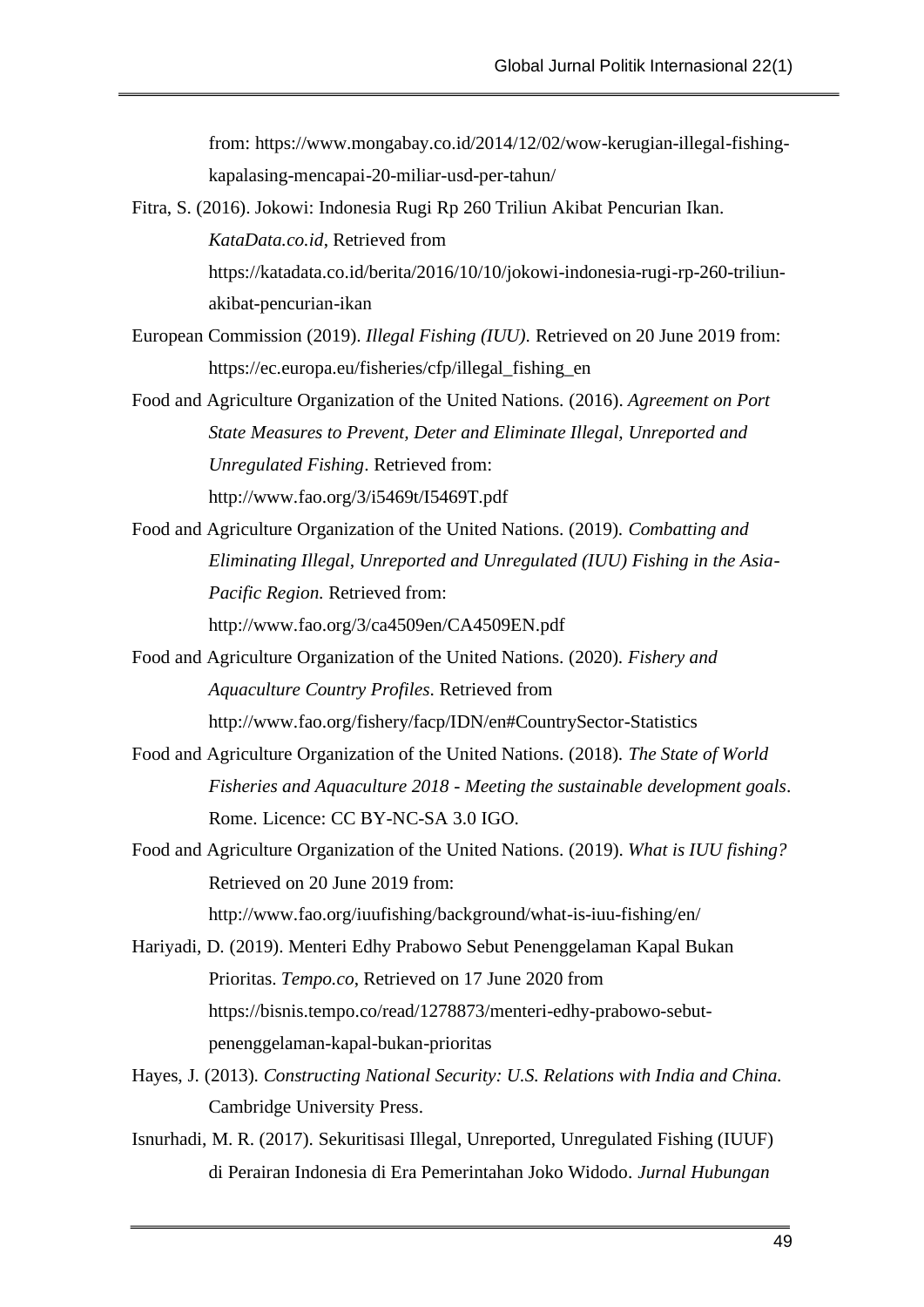from: https://www.mongabay.co.id/2014/12/02/wow-kerugian-illegal-fishing-kapalasing-mencapai-20-miliar-usd-per-tahun/

Fitra, S. (2016). Jokowi: Indonesia Rugi Rp 260 Triliun Akibat Pencurian Ikan. *KataData.co.id*, Retrieved from https://katadata.co.id/berita/2016/10/10/jokowi-indonesia-rugi-rp-260-triliun-akibat-pencurian-ikan

European Commission (2019). *Illegal Fishing (IUU).* Retrieved on 20 June 2019 from: https://ec.europa.eu/fisheries/cfp/illegal_fishing_en

Food and Agriculture Organization of the United Nations. (2016). *Agreement on Port State Measures to Prevent, Deter and Eliminate Illegal, Unreported and Unregulated Fishing*. Retrieved from: http://www.fao.org/3/i5469t/I5469T.pdf

Food and Agriculture Organization of the United Nations. (2019). *Combatting and Eliminating Illegal, Unreported and Unregulated (IUU) Fishing in the Asia-Pacific Region.* Retrieved from: http://www.fao.org/3/ca4509en/CA4509EN.pdf

Food and Agriculture Organization of the United Nations. (2020). *Fishery and Aquaculture Country Profiles*. Retrieved from http://www.fao.org/fishery/facp/IDN/en#CountrySector-Statistics

Food and Agriculture Organization of the United Nations. (2018). *The State of World Fisheries and Aquaculture 2018 - Meeting the sustainable development goals*. Rome. Licence: CC BY-NC-SA 3.0 IGO.

Food and Agriculture Organization of the United Nations. (2019). *What is IUU fishing?* Retrieved on 20 June 2019 from: http://www.fao.org/iuufishing/background/what-is-iuu-fishing/en/

Hariyadi, D. (2019). Menteri Edhy Prabowo Sebut Penenggelaman Kapal Bukan Prioritas. *Tempo.co*, Retrieved on 17 June 2020 from https://bisnis.tempo.co/read/1278873/menteri-edhy-prabowo-sebut-penenggelaman-kapal-bukan-prioritas

Hayes, J. (2013). *Constructing National Security: U.S. Relations with India and China.* Cambridge University Press.

Isnurhadi, M. R. (2017). Sekuritisasi Illegal, Unreported, Unregulated Fishing (IUUF) di Perairan Indonesia di Era Pemerintahan Joko Widodo. *Jurnal Hubungan*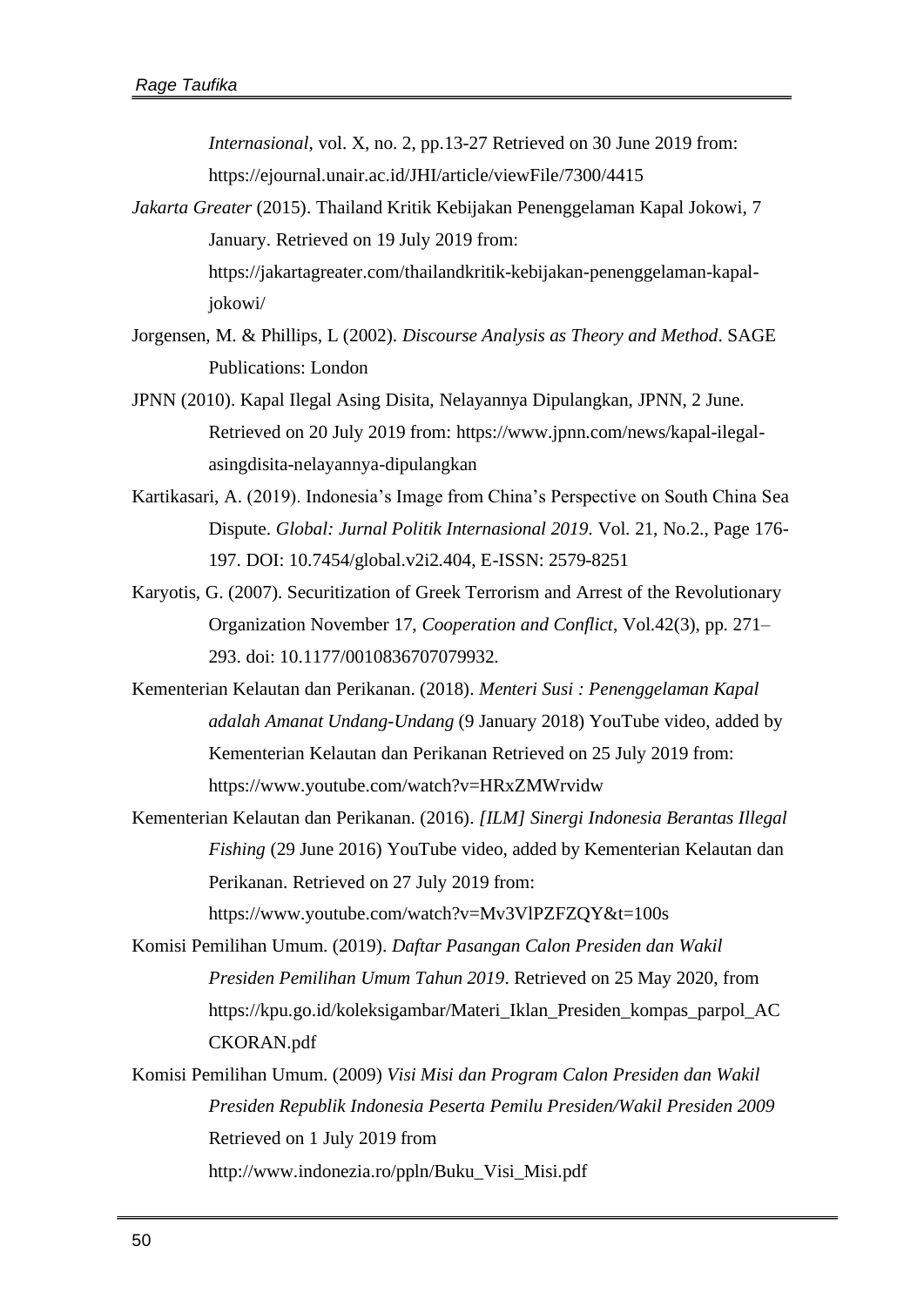*Internasional*, vol. X, no. 2, pp.13-27 Retrieved on 30 June 2019 from: https://ejournal.unair.ac.id/JHI/article/viewFile/7300/4415

*Jakarta Greater* (2015). Thailand Kritik Kebijakan Penenggelaman Kapal Jokowi, 7 January. Retrieved on 19 July 2019 from: https://jakartagreater.com/thailandkritik-kebijakan-penenggelaman-kapal-jokowi/

Jorgensen, M. & Phillips, L (2002). *Discourse Analysis as Theory and Method*. SAGE Publications: London

JPNN (2010). Kapal Ilegal Asing Disita, Nelayannya Dipulangkan, JPNN, 2 June. Retrieved on 20 July 2019 from: https://www.jpnn.com/news/kapal-ilegal-asingdisita-nelayannya-dipulangkan

Kartikasari, A. (2019). Indonesia's Image from China's Perspective on South China Sea Dispute. *Global: Jurnal Politik Internasional 2019*. Vol. 21, No.2., Page 176-197. DOI: 10.7454/global.v2i2.404, E-ISSN: 2579-8251

Karyotis, G. (2007). Securitization of Greek Terrorism and Arrest of the Revolutionary Organization November 17, *Cooperation and Conflict*, Vol.42(3), pp. 271–293. doi: 10.1177/0010836707079932.

Kementerian Kelautan dan Perikanan. (2018). *Menteri Susi : Penenggelaman Kapal adalah Amanat Undang-Undang* (9 January 2018) YouTube video, added by Kementerian Kelautan dan Perikanan Retrieved on 25 July 2019 from: https://www.youtube.com/watch?v=HRxZMWrvidw

Kementerian Kelautan dan Perikanan. (2016). *[ILM] Sinergi Indonesia Berantas Illegal Fishing* (29 June 2016) YouTube video, added by Kementerian Kelautan dan Perikanan. Retrieved on 27 July 2019 from: https://www.youtube.com/watch?v=Mv3VlPZFZQY&t=100s

Komisi Pemilihan Umum. (2019). *Daftar Pasangan Calon Presiden dan Wakil Presiden Pemilihan Umum Tahun 2019*. Retrieved on 25 May 2020, from https://kpu.go.id/koleksigambar/Materi_Iklan_Presiden_kompas_parpol_ACCKORAN.pdf

Komisi Pemilihan Umum. (2009) *Visi Misi dan Program Calon Presiden dan Wakil Presiden Republik Indonesia Peserta Pemilu Presiden/Wakil Presiden 2009* Retrieved on 1 July 2019 from http://www.indonezia.ro/ppln/Buku_Visi_Misi.pdf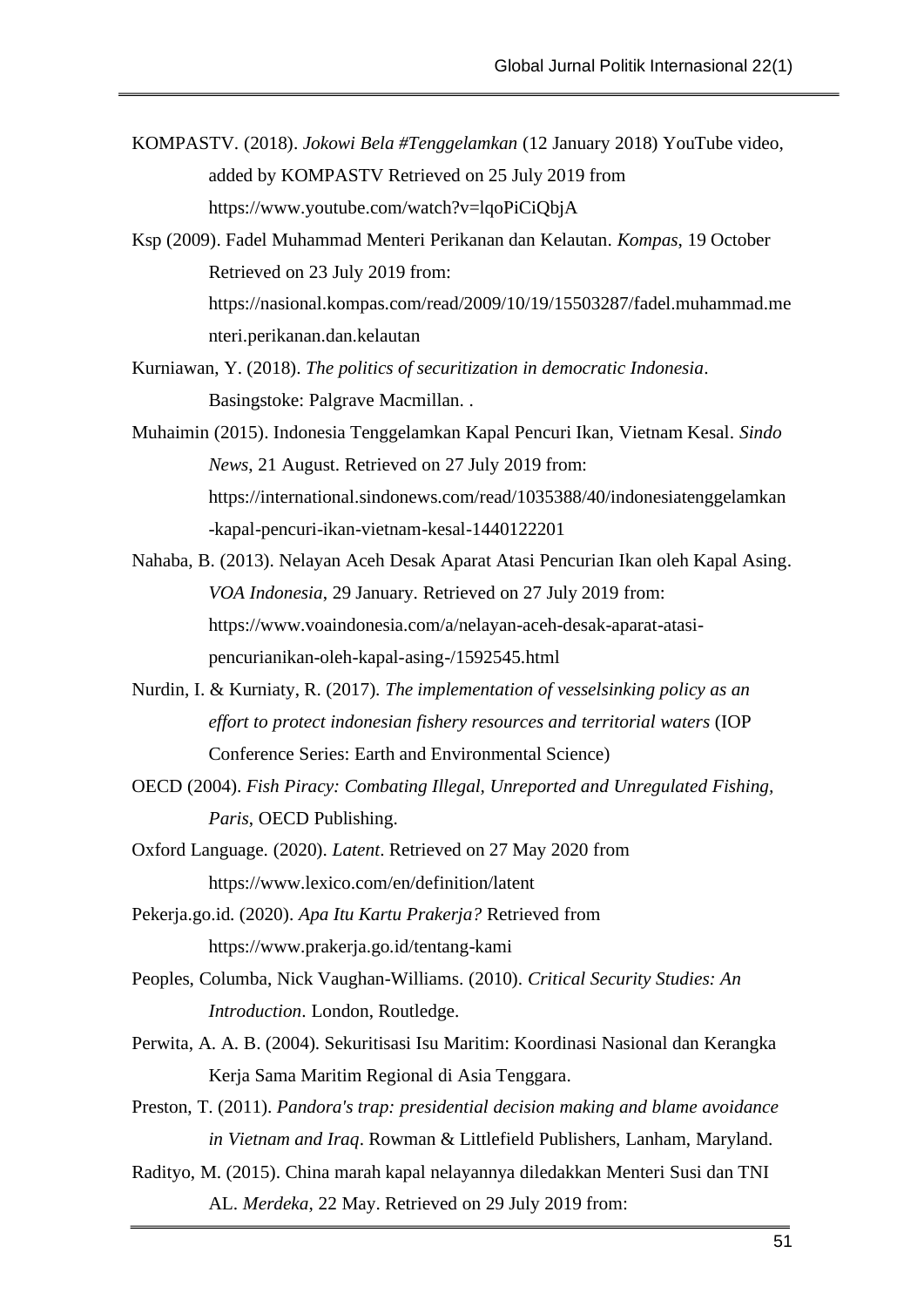KOMPASTV. (2018). *Jokowi Bela #Tenggelamkan* (12 January 2018) YouTube video, added by KOMPASTV Retrieved on 25 July 2019 from https://www.youtube.com/watch?v=lqoPiCiQbjA

Ksp (2009). Fadel Muhammad Menteri Perikanan dan Kelautan. *Kompas*, 19 October Retrieved on 23 July 2019 from: https://nasional.kompas.com/read/2009/10/19/15503287/fadel.muhammad.menteri.perikanan.dan.kelautan

Kurniawan, Y. (2018). *The politics of securitization in democratic Indonesia*. Basingstoke: Palgrave Macmillan. .

Muhaimin (2015). Indonesia Tenggelamkan Kapal Pencuri Ikan, Vietnam Kesal. *Sindo News*, 21 August. Retrieved on 27 July 2019 from: https://international.sindonews.com/read/1035388/40/indonesiatenggelamkan-kapal-pencuri-ikan-vietnam-kesal-1440122201

Nahaba, B. (2013). Nelayan Aceh Desak Aparat Atasi Pencurian Ikan oleh Kapal Asing. *VOA Indonesia*, 29 January. Retrieved on 27 July 2019 from: https://www.voaindonesia.com/a/nelayan-aceh-desak-aparat-atasi-pencurianikan-oleh-kapal-asing-/1592545.html

Nurdin, I. & Kurniaty, R. (2017). *The implementation of vesselsinking policy as an effort to protect indonesian fishery resources and territorial waters* (IOP Conference Series: Earth and Environmental Science)

OECD (2004). *Fish Piracy: Combating Illegal, Unreported and Unregulated Fishing, Paris*, OECD Publishing.

Oxford Language. (2020). *Latent*. Retrieved on 27 May 2020 from https://www.lexico.com/en/definition/latent

Pekerja.go.id. (2020). *Apa Itu Kartu Prakerja?* Retrieved from https://www.prakerja.go.id/tentang-kami

Peoples, Columba, Nick Vaughan-Williams. (2010). *Critical Security Studies: An Introduction*. London, Routledge.

Perwita, A. A. B. (2004). Sekuritisasi Isu Maritim: Koordinasi Nasional dan Kerangka Kerja Sama Maritim Regional di Asia Tenggara.

Preston, T. (2011). *Pandora's trap: presidential decision making and blame avoidance in Vietnam and Iraq*. Rowman & Littlefield Publishers, Lanham, Maryland.

Radityo, M. (2015). China marah kapal nelayannya diledakkan Menteri Susi dan TNI AL. *Merdeka*, 22 May. Retrieved on 29 July 2019 from: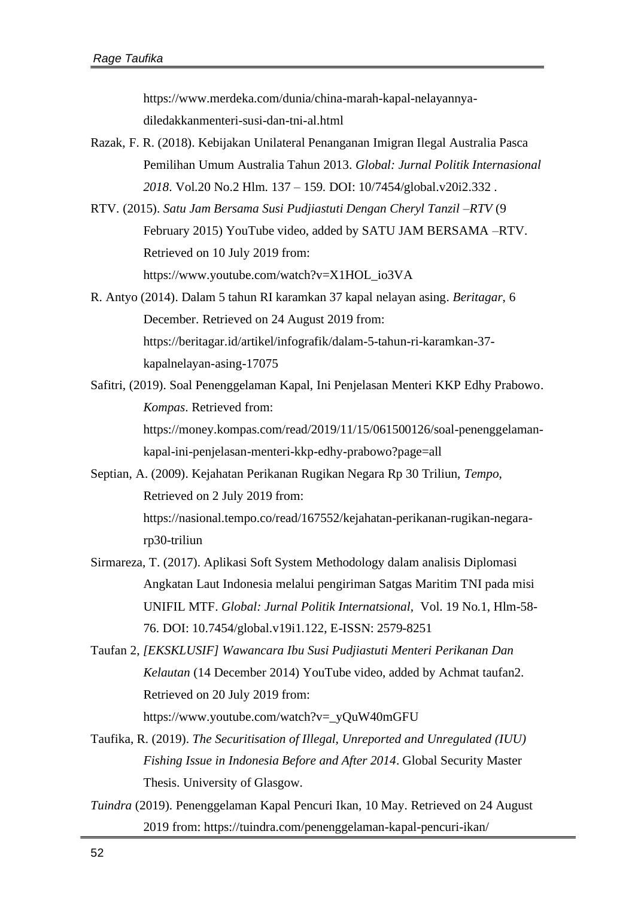https://www.merdeka.com/dunia/china-marah-kapal-nelayannya-diledakkanmenteri-susi-dan-tni-al.html

Razak, F. R. (2018). Kebijakan Unilateral Penanganan Imigran Ilegal Australia Pasca Pemilihan Umum Australia Tahun 2013. *Global: Jurnal Politik Internasional 2018*. Vol.20 No.2 Hlm. 137 – 159. DOI: 10/7454/global.v20i2.332 .

RTV. (2015). *Satu Jam Bersama Susi Pudjiastuti Dengan Cheryl Tanzil –RTV* (9 February 2015) YouTube video, added by SATU JAM BERSAMA –RTV. Retrieved on 10 July 2019 from: https://www.youtube.com/watch?v=X1HOL_io3VA

R. Antyo (2014). Dalam 5 tahun RI karamkan 37 kapal nelayan asing. *Beritagar*, 6 December. Retrieved on 24 August 2019 from: https://beritagar.id/artikel/infografik/dalam-5-tahun-ri-karamkan-37-kapalnelayan-asing-17075

Safitri, (2019). Soal Penenggelaman Kapal, Ini Penjelasan Menteri KKP Edhy Prabowo. *Kompas*. Retrieved from: https://money.kompas.com/read/2019/11/15/061500126/soal-penenggelaman-kapal-ini-penjelasan-menteri-kkp-edhy-prabowo?page=all

Septian, A. (2009). Kejahatan Perikanan Rugikan Negara Rp 30 Triliun, *Tempo*, Retrieved on 2 July 2019 from: https://nasional.tempo.co/read/167552/kejahatan-perikanan-rugikan-negara-rp30-triliun

Sirmareza, T. (2017). Aplikasi Soft System Methodology dalam analisis Diplomasi Angkatan Laut Indonesia melalui pengiriman Satgas Maritim TNI pada misi UNIFIL MTF. *Global: Jurnal Politik Internatsional*, Vol. 19 No.1, Hlm-58-76. DOI: 10.7454/global.v19i1.122, E-ISSN: 2579-8251

Taufan 2, *[EKSKLUSIF] Wawancara Ibu Susi Pudjiastuti Menteri Perikanan Dan Kelautan* (14 December 2014) YouTube video, added by Achmat taufan2. Retrieved on 20 July 2019 from: https://www.youtube.com/watch?v=_yQuW40mGFU

Taufika, R. (2019). *The Securitisation of Illegal, Unreported and Unregulated (IUU) Fishing Issue in Indonesia Before and After 2014*. Global Security Master Thesis. University of Glasgow.

*Tuindra* (2019). Penenggelaman Kapal Pencuri Ikan, 10 May. Retrieved on 24 August 2019 from: https://tuindra.com/penenggelaman-kapal-pencuri-ikan/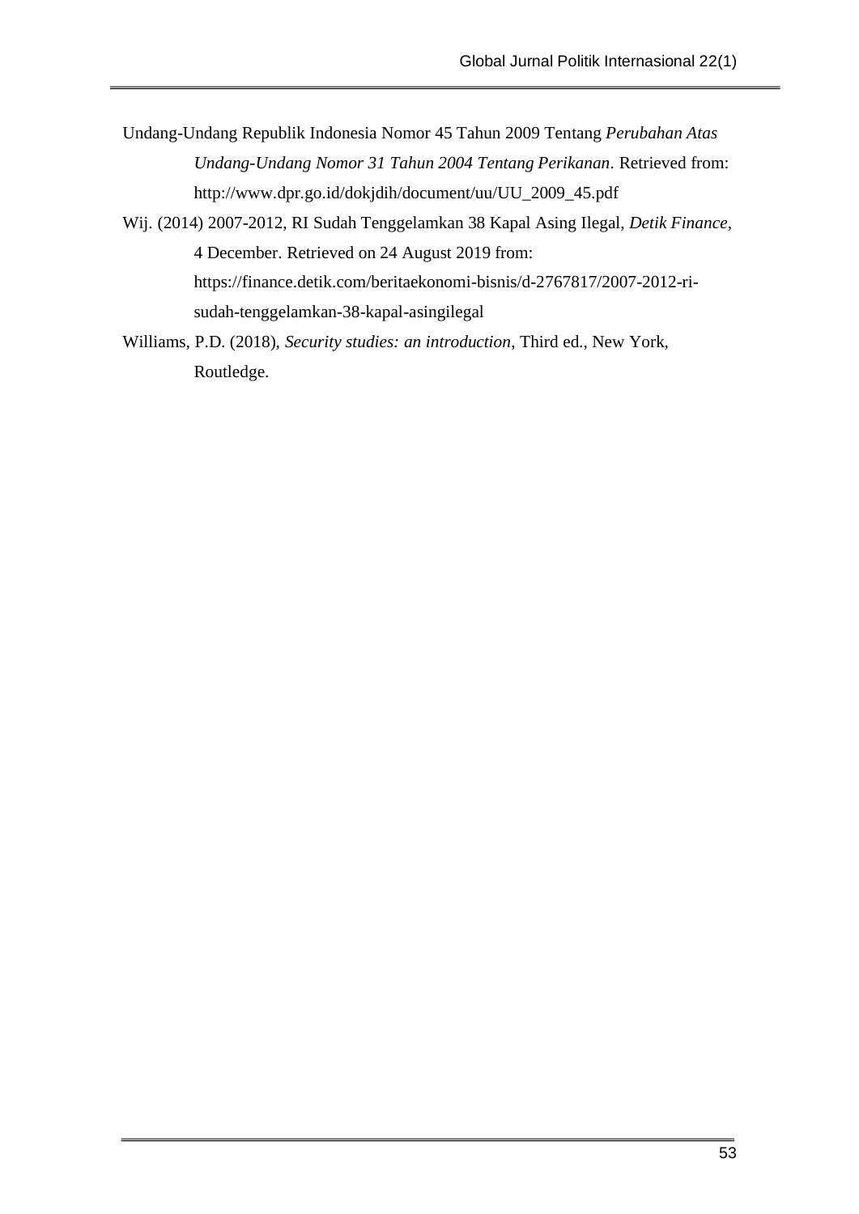Undang-Undang Republik Indonesia Nomor 45 Tahun 2009 Tentang *Perubahan Atas Undang-Undang Nomor 31 Tahun 2004 Tentang Perikanan*. Retrieved from: http://www.dpr.go.id/dokjdih/document/uu/UU_2009_45.pdf

Wij. (2014) 2007-2012, RI Sudah Tenggelamkan 38 Kapal Asing Ilegal, *Detik Finance*, 4 December. Retrieved on 24 August 2019 from: https://finance.detik.com/beritaekonomi-bisnis/d-2767817/2007-2012-ri-sudah-tenggelamkan-38-kapal-asingilegal

Williams, P.D. (2018), *Security studies: an introduction*, Third ed., New York, Routledge.